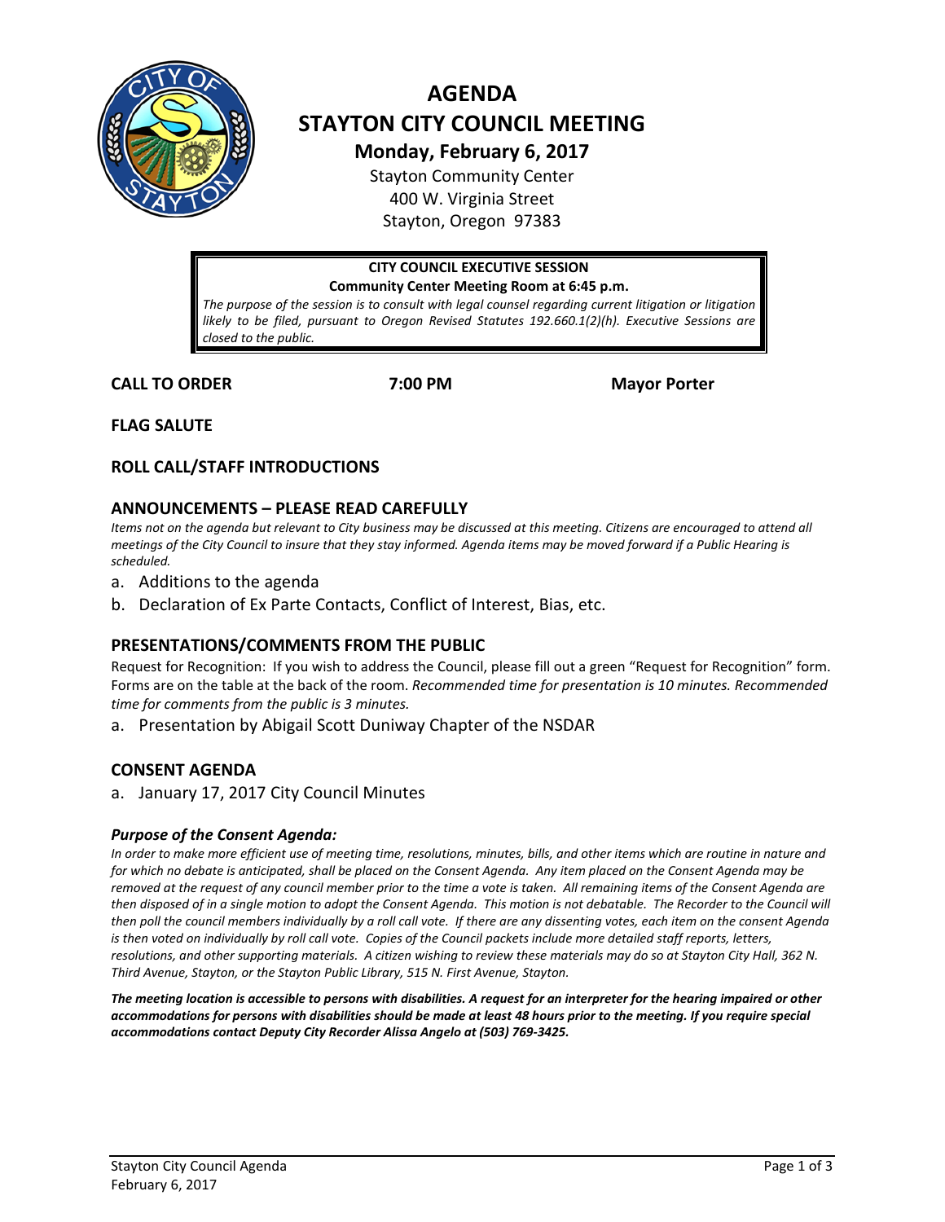# AGENDA
# STAYTON CITY COUNCIL MEETING

**Monday, February 6, 2017**

Stayton Community Center
400 W. Virginia Street
Stayton, Oregon 97383

---

**CITY COUNCIL EXECUTIVE SESSION**
**Community Center Meeting Room at 6:45 p.m.**

*The purpose of the session is to consult with legal counsel regarding current litigation or litigation likely to be filed, pursuant to Oregon Revised Statutes 192.660.1(2)(h). Executive Sessions are closed to the public.*

---

**CALL TO ORDER** **7:00 PM** **Mayor Porter**

### FLAG SALUTE

### ROLL CALL/STAFF INTRODUCTIONS

### ANNOUNCEMENTS – PLEASE READ CAREFULLY

*Items not on the agenda but relevant to City business may be discussed at this meeting. Citizens are encouraged to attend all meetings of the City Council to insure that they stay informed. Agenda items may be moved forward if a Public Hearing is scheduled.*

a. Additions to the agenda
b. Declaration of Ex Parte Contacts, Conflict of Interest, Bias, etc.

### PRESENTATIONS/COMMENTS FROM THE PUBLIC

Request for Recognition: If you wish to address the Council, please fill out a green "Request for Recognition" form. Forms are on the table at the back of the room. *Recommended time for presentation is 10 minutes. Recommended time for comments from the public is 3 minutes.*

a. Presentation by Abigail Scott Duniway Chapter of the NSDAR

### CONSENT AGENDA

a. January 17, 2017 City Council Minutes

#### *Purpose of the Consent Agenda:*

*In order to make more efficient use of meeting time, resolutions, minutes, bills, and other items which are routine in nature and for which no debate is anticipated, shall be placed on the Consent Agenda. Any item placed on the Consent Agenda may be removed at the request of any council member prior to the time a vote is taken. All remaining items of the Consent Agenda are then disposed of in a single motion to adopt the Consent Agenda. This motion is not debatable. The Recorder to the Council will then poll the council members individually by a roll call vote. If there are any dissenting votes, each item on the consent Agenda is then voted on individually by roll call vote. Copies of the Council packets include more detailed staff reports, letters, resolutions, and other supporting materials. A citizen wishing to review these materials may do so at Stayton City Hall, 362 N. Third Avenue, Stayton, or the Stayton Public Library, 515 N. First Avenue, Stayton.*

***The meeting location is accessible to persons with disabilities. A request for an interpreter for the hearing impaired or other accommodations for persons with disabilities should be made at least 48 hours prior to the meeting. If you require special accommodations contact Deputy City Recorder Alissa Angelo at (503) 769-3425.***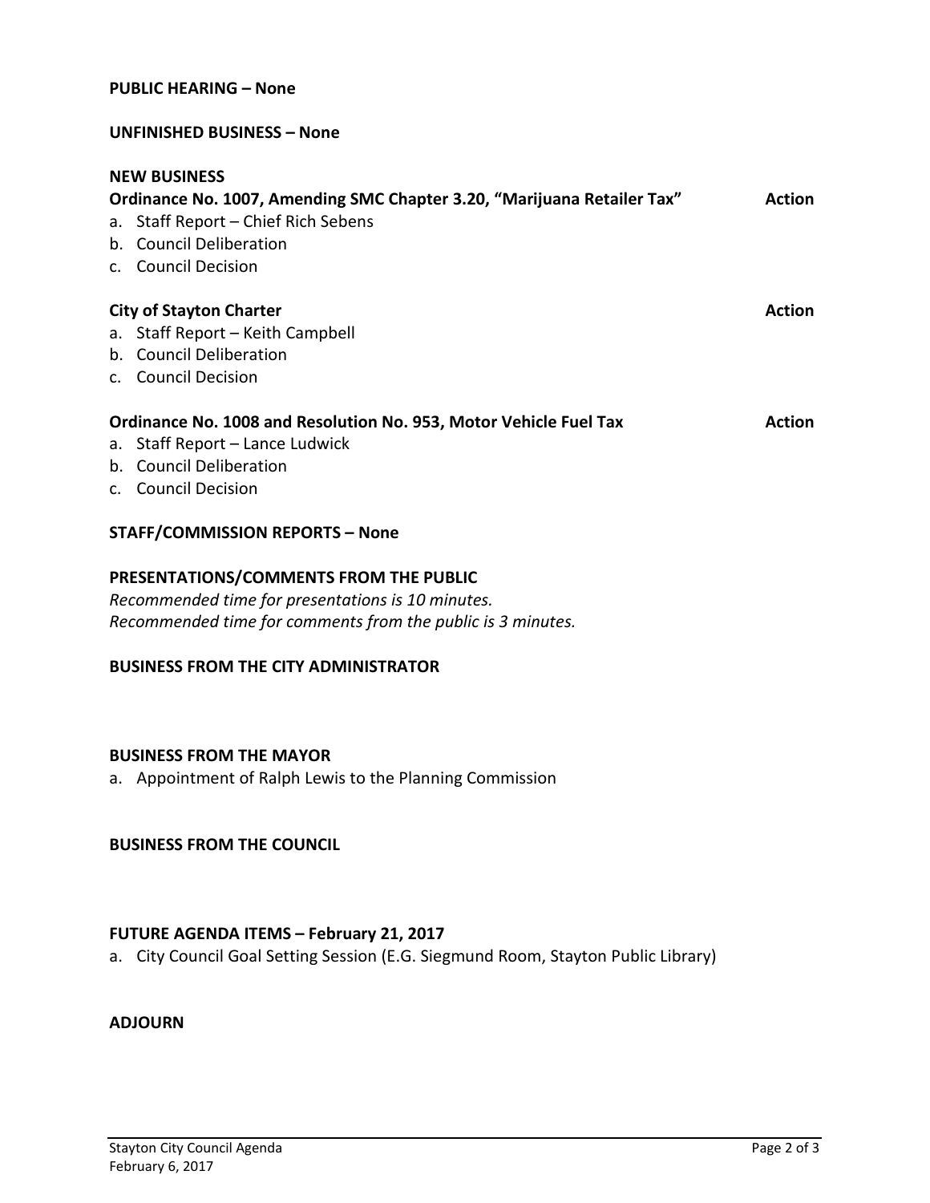**PUBLIC HEARING – None**

**UNFINISHED BUSINESS – None**

**NEW BUSINESS**

**Ordinance No. 1007, Amending SMC Chapter 3.20, "Marijuana Retailer Tax"** **Action**

a. Staff Report – Chief Rich Sebens
b. Council Deliberation
c. Council Decision

**City of Stayton Charter** **Action**

a. Staff Report – Keith Campbell
b. Council Deliberation
c. Council Decision

**Ordinance No. 1008 and Resolution No. 953, Motor Vehicle Fuel Tax** **Action**

a. Staff Report – Lance Ludwick
b. Council Deliberation
c. Council Decision

**STAFF/COMMISSION REPORTS – None**

**PRESENTATIONS/COMMENTS FROM THE PUBLIC**

*Recommended time for presentations is 10 minutes.*
*Recommended time for comments from the public is 3 minutes.*

**BUSINESS FROM THE CITY ADMINISTRATOR**

**BUSINESS FROM THE MAYOR**

a. Appointment of Ralph Lewis to the Planning Commission

**BUSINESS FROM THE COUNCIL**

**FUTURE AGENDA ITEMS – February 21, 2017**

a. City Council Goal Setting Session (E.G. Siegmund Room, Stayton Public Library)

**ADJOURN**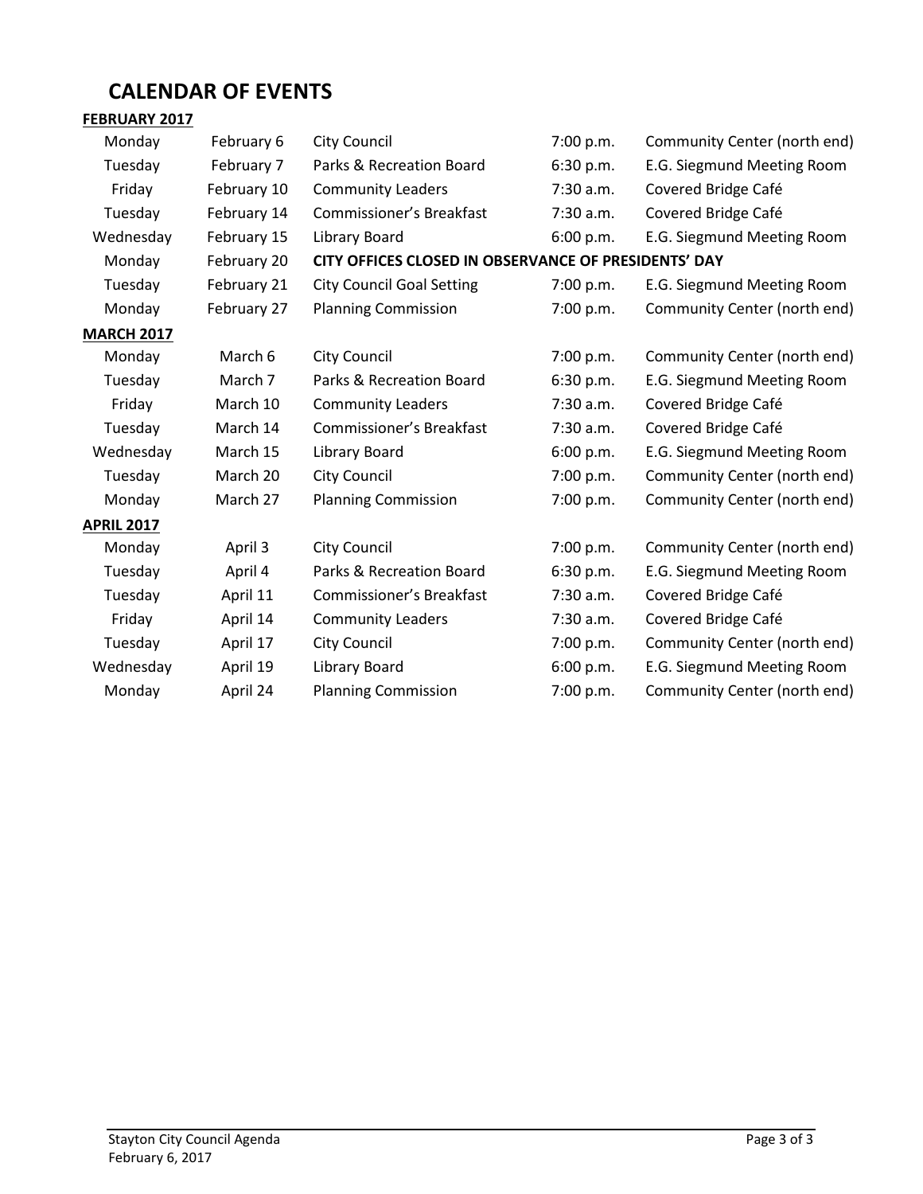# CALENDAR OF EVENTS

**FEBRUARY 2017**

| | | | | |
|---|---|---|---|---|
| Monday | February 6 | City Council | 7:00 p.m. | Community Center (north end) |
| Tuesday | February 7 | Parks & Recreation Board | 6:30 p.m. | E.G. Siegmund Meeting Room |
| Friday | February 10 | Community Leaders | 7:30 a.m. | Covered Bridge Café |
| Tuesday | February 14 | Commissioner's Breakfast | 7:30 a.m. | Covered Bridge Café |
| Wednesday | February 15 | Library Board | 6:00 p.m. | E.G. Siegmund Meeting Room |
| Monday | February 20 | **CITY OFFICES CLOSED IN OBSERVANCE OF PRESIDENTS' DAY** | | |
| Tuesday | February 21 | City Council Goal Setting | 7:00 p.m. | E.G. Siegmund Meeting Room |
| Monday | February 27 | Planning Commission | 7:00 p.m. | Community Center (north end) |

**MARCH 2017**

| | | | | |
|---|---|---|---|---|
| Monday | March 6 | City Council | 7:00 p.m. | Community Center (north end) |
| Tuesday | March 7 | Parks & Recreation Board | 6:30 p.m. | E.G. Siegmund Meeting Room |
| Friday | March 10 | Community Leaders | 7:30 a.m. | Covered Bridge Café |
| Tuesday | March 14 | Commissioner's Breakfast | 7:30 a.m. | Covered Bridge Café |
| Wednesday | March 15 | Library Board | 6:00 p.m. | E.G. Siegmund Meeting Room |
| Tuesday | March 20 | City Council | 7:00 p.m. | Community Center (north end) |
| Monday | March 27 | Planning Commission | 7:00 p.m. | Community Center (north end) |

**APRIL 2017**

| | | | | |
|---|---|---|---|---|
| Monday | April 3 | City Council | 7:00 p.m. | Community Center (north end) |
| Tuesday | April 4 | Parks & Recreation Board | 6:30 p.m. | E.G. Siegmund Meeting Room |
| Tuesday | April 11 | Commissioner's Breakfast | 7:30 a.m. | Covered Bridge Café |
| Friday | April 14 | Community Leaders | 7:30 a.m. | Covered Bridge Café |
| Tuesday | April 17 | City Council | 7:00 p.m. | Community Center (north end) |
| Wednesday | April 19 | Library Board | 6:00 p.m. | E.G. Siegmund Meeting Room |
| Monday | April 24 | Planning Commission | 7:00 p.m. | Community Center (north end) |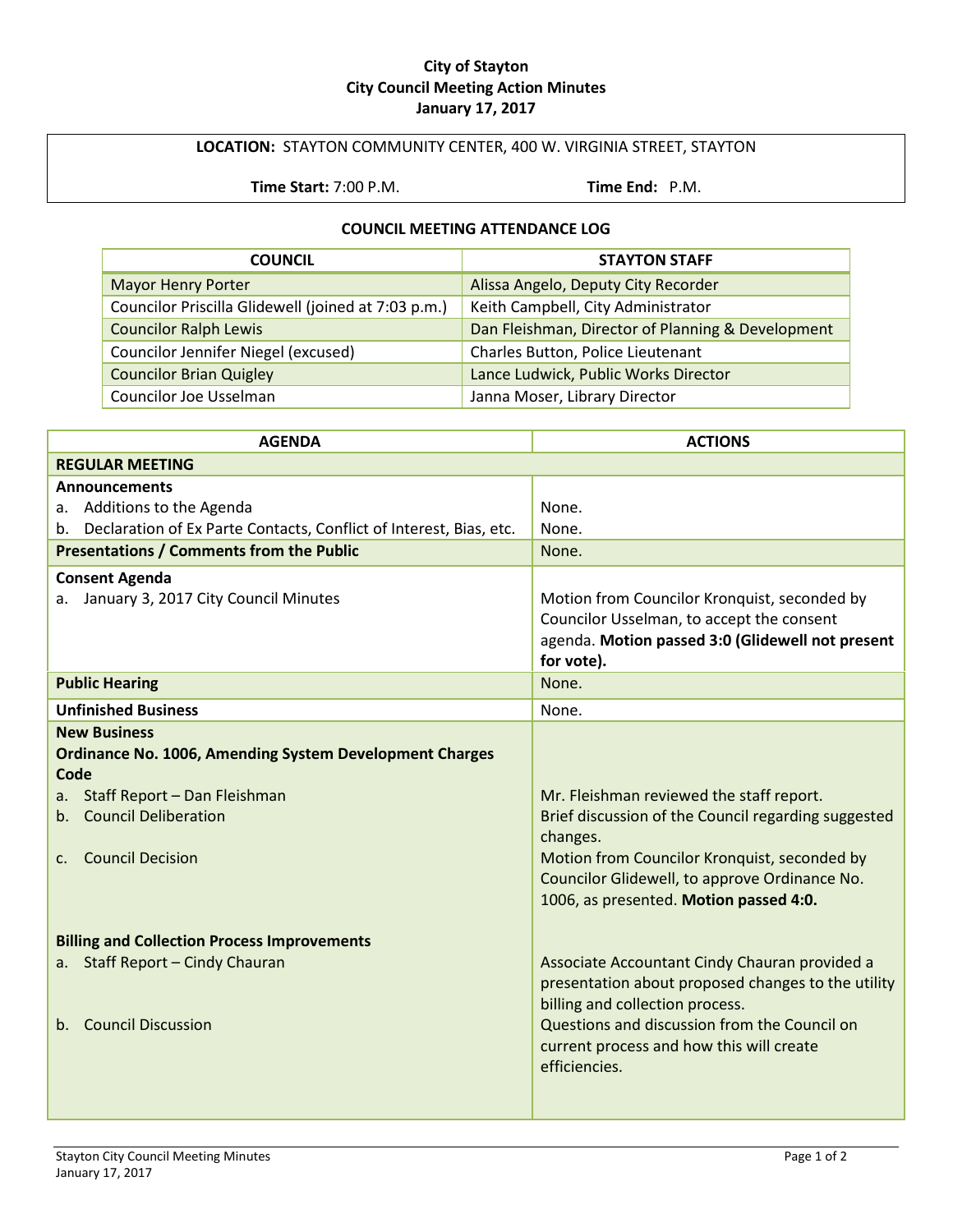**City of Stayton**
**City Council Meeting Action Minutes**
**January 17, 2017**

| **LOCATION:** STAYTON COMMUNITY CENTER, 400 W. VIRGINIA STREET, STAYTON | |
|---|---|
| **Time Start:** 7:00 P.M. | **Time End:** P.M. |

**COUNCIL MEETING ATTENDANCE LOG**

| COUNCIL | STAYTON STAFF |
|---|---|
| Mayor Henry Porter | Alissa Angelo, Deputy City Recorder |
| Councilor Priscilla Glidewell (joined at 7:03 p.m.) | Keith Campbell, City Administrator |
| Councilor Ralph Lewis | Dan Fleishman, Director of Planning & Development |
| Councilor Jennifer Niegel (excused) | Charles Button, Police Lieutenant |
| Councilor Brian Quigley | Lance Ludwick, Public Works Director |
| Councilor Joe Usselman | Janna Moser, Library Director |

| AGENDA | ACTIONS |
|---|---|
| **REGULAR MEETING** | |
| **Announcements** | |
| a. Additions to the Agenda | None. |
| b. Declaration of Ex Parte Contacts, Conflict of Interest, Bias, etc. | None. |
| **Presentations / Comments from the Public** | None. |
| **Consent Agenda** | |
| a. January 3, 2017 City Council Minutes | Motion from Councilor Kronquist, seconded by Councilor Usselman, to accept the consent agenda. **Motion passed 3:0 (Glidewell not present for vote).** |
| **Public Hearing** | None. |
| **Unfinished Business** | None. |
| **New Business** | |
| **Ordinance No. 1006, Amending System Development Charges Code** | |
| a. Staff Report – Dan Fleishman | Mr. Fleishman reviewed the staff report. |
| b. Council Deliberation | Brief discussion of the Council regarding suggested changes. |
| c. Council Decision | Motion from Councilor Kronquist, seconded by Councilor Glidewell, to approve Ordinance No. 1006, as presented. **Motion passed 4:0.** |
| **Billing and Collection Process Improvements** | |
| a. Staff Report – Cindy Chauran | Associate Accountant Cindy Chauran provided a presentation about proposed changes to the utility billing and collection process. |
| b. Council Discussion | Questions and discussion from the Council on current process and how this will create efficiencies. |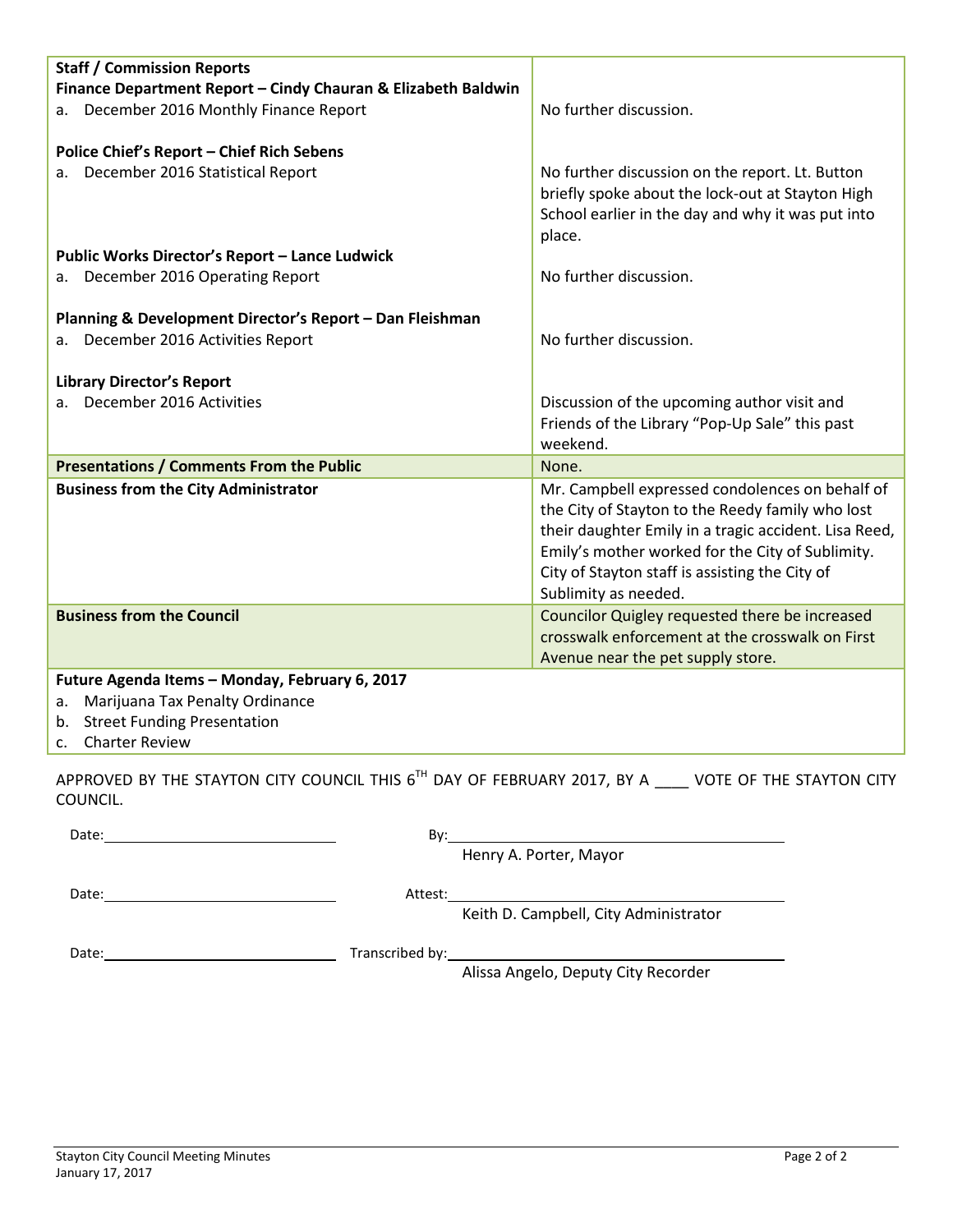| | |
|---|---|
| **Staff / Commission Reports** | |
| **Finance Department Report – Cindy Chauran & Elizabeth Baldwin** | |
| a. December 2016 Monthly Finance Report | No further discussion. |
| **Police Chief's Report – Chief Rich Sebens** | |
| a. December 2016 Statistical Report | No further discussion on the report. Lt. Button briefly spoke about the lock-out at Stayton High School earlier in the day and why it was put into place. |
| **Public Works Director's Report – Lance Ludwick** | |
| a. December 2016 Operating Report | No further discussion. |
| **Planning & Development Director's Report – Dan Fleishman** | |
| a. December 2016 Activities Report | No further discussion. |
| **Library Director's Report** | |
| a. December 2016 Activities | Discussion of the upcoming author visit and Friends of the Library "Pop-Up Sale" this past weekend. |
| **Presentations / Comments From the Public** | None. |
| **Business from the City Administrator** | Mr. Campbell expressed condolences on behalf of the City of Stayton to the Reedy family who lost their daughter Emily in a tragic accident. Lisa Reed, Emily's mother worked for the City of Sublimity. City of Stayton staff is assisting the City of Sublimity as needed. |
| **Business from the Council** | Councilor Quigley requested there be increased crosswalk enforcement at the crosswalk on First Avenue near the pet supply store. |
| **Future Agenda Items – Monday, February 6, 2017**<br>a. Marijuana Tax Penalty Ordinance<br>b. Street Funding Presentation<br>c. Charter Review | |

APPROVED BY THE STAYTON CITY COUNCIL THIS 6TH DAY OF FEBRUARY 2017, BY A ____ VOTE OF THE STAYTON CITY COUNCIL.

Date:______________________ By:______________________________
Henry A. Porter, Mayor

Date:______________________ Attest:______________________________
Keith D. Campbell, City Administrator

Date:______________________ Transcribed by:______________________________
Alissa Angelo, Deputy City Recorder

Stayton City Council Meeting Minutes
January 17, 2017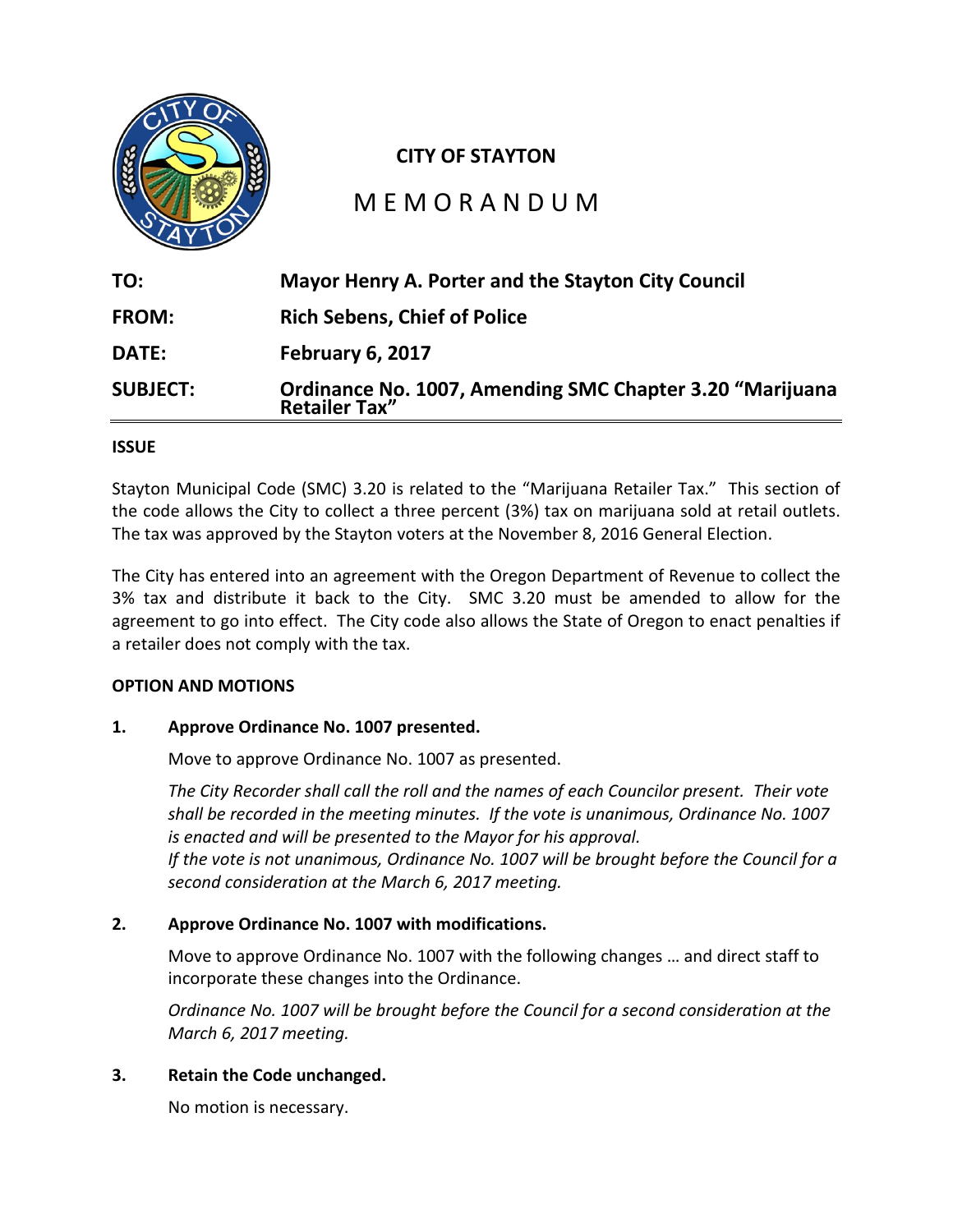# CITY OF STAYTON

## MEMORANDUM

**TO:** Mayor Henry A. Porter and the Stayton City Council

**FROM:** Rich Sebens, Chief of Police

**DATE:** February 6, 2017

**SUBJECT:** Ordinance No. 1007, Amending SMC Chapter 3.20 "Marijuana Retailer Tax"

---

**ISSUE**

Stayton Municipal Code (SMC) 3.20 is related to the "Marijuana Retailer Tax." This section of the code allows the City to collect a three percent (3%) tax on marijuana sold at retail outlets. The tax was approved by the Stayton voters at the November 8, 2016 General Election.

The City has entered into an agreement with the Oregon Department of Revenue to collect the 3% tax and distribute it back to the City. SMC 3.20 must be amended to allow for the agreement to go into effect. The City code also allows the State of Oregon to enact penalties if a retailer does not comply with the tax.

**OPTION AND MOTIONS**

**1. Approve Ordinance No. 1007 presented.**

Move to approve Ordinance No. 1007 as presented.

*The City Recorder shall call the roll and the names of each Councilor present. Their vote shall be recorded in the meeting minutes. If the vote is unanimous, Ordinance No. 1007 is enacted and will be presented to the Mayor for his approval.*
*If the vote is not unanimous, Ordinance No. 1007 will be brought before the Council for a second consideration at the March 6, 2017 meeting.*

**2. Approve Ordinance No. 1007 with modifications.**

Move to approve Ordinance No. 1007 with the following changes … and direct staff to incorporate these changes into the Ordinance.

*Ordinance No. 1007 will be brought before the Council for a second consideration at the March 6, 2017 meeting.*

**3. Retain the Code unchanged.**

No motion is necessary.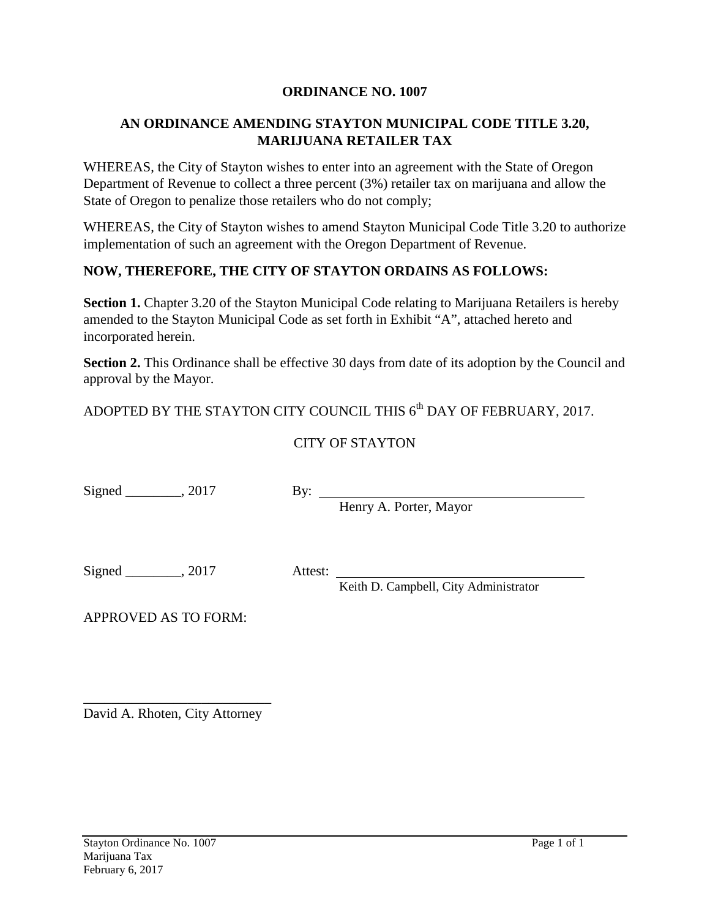**ORDINANCE NO. 1007**

**AN ORDINANCE AMENDING STAYTON MUNICIPAL CODE TITLE 3.20, MARIJUANA RETAILER TAX**

WHEREAS, the City of Stayton wishes to enter into an agreement with the State of Oregon Department of Revenue to collect a three percent (3%) retailer tax on marijuana and allow the State of Oregon to penalize those retailers who do not comply;

WHEREAS, the City of Stayton wishes to amend Stayton Municipal Code Title 3.20 to authorize implementation of such an agreement with the Oregon Department of Revenue.

**NOW, THEREFORE, THE CITY OF STAYTON ORDAINS AS FOLLOWS:**

**Section 1.** Chapter 3.20 of the Stayton Municipal Code relating to Marijuana Retailers is hereby amended to the Stayton Municipal Code as set forth in Exhibit "A", attached hereto and incorporated herein.

**Section 2.** This Ordinance shall be effective 30 days from date of its adoption by the Council and approval by the Mayor.

ADOPTED BY THE STAYTON CITY COUNCIL THIS 6th DAY OF FEBRUARY, 2017.

CITY OF STAYTON

Signed ________, 2017 By: ______________________________
Henry A. Porter, Mayor

Signed ________, 2017 Attest: ______________________________
Keith D. Campbell, City Administrator

APPROVED AS TO FORM:

___________________________
David A. Rhoten, City Attorney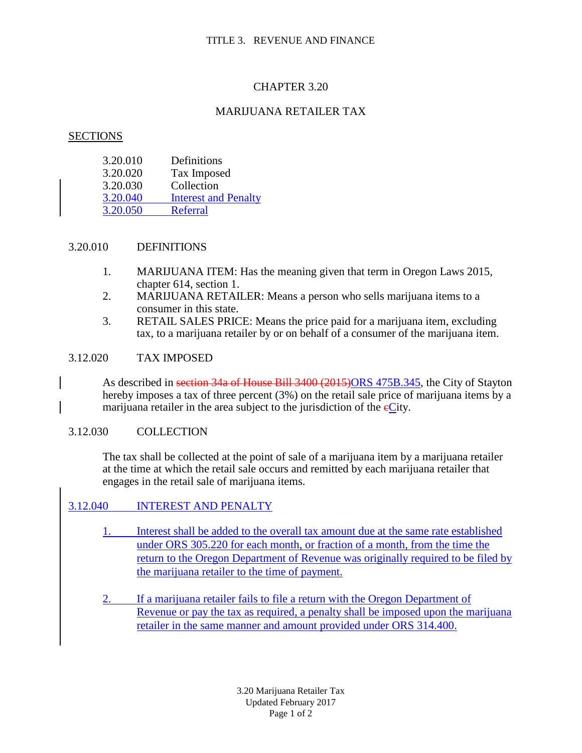TITLE 3. REVENUE AND FINANCE

# CHAPTER 3.20

## MARIJUANA RETAILER TAX

SECTIONS

| | |
|---|---|
| 3.20.010 | Definitions |
| 3.20.020 | Tax Imposed |
| 3.20.030 | Collection |
| 3.20.040 | Interest and Penalty |
| 3.20.050 | Referral |

### 3.20.010 DEFINITIONS

1. MARIJUANA ITEM: Has the meaning given that term in Oregon Laws 2015, chapter 614, section 1.
2. MARIJUANA RETAILER: Means a person who sells marijuana items to a consumer in this state.
3. RETAIL SALES PRICE: Means the price paid for a marijuana item, excluding tax, to a marijuana retailer by or on behalf of a consumer of the marijuana item.

### 3.12.020 TAX IMPOSED

As described in ~~section 34a of House Bill 3400 (2015)~~ORS 475B.345, the City of Stayton hereby imposes a tax of three percent (3%) on the retail sale price of marijuana items by a marijuana retailer in the area subject to the jurisdiction of the ~~c~~City.

### 3.12.030 COLLECTION

The tax shall be collected at the point of sale of a marijuana item by a marijuana retailer at the time at which the retail sale occurs and remitted by each marijuana retailer that engages in the retail sale of marijuana items.

### 3.12.040 INTEREST AND PENALTY

1. Interest shall be added to the overall tax amount due at the same rate established under ORS 305.220 for each month, or fraction of a month, from the time the return to the Oregon Department of Revenue was originally required to be filed by the marijuana retailer to the time of payment.

2. If a marijuana retailer fails to file a return with the Oregon Department of Revenue or pay the tax as required, a penalty shall be imposed upon the marijuana retailer in the same manner and amount provided under ORS 314.400.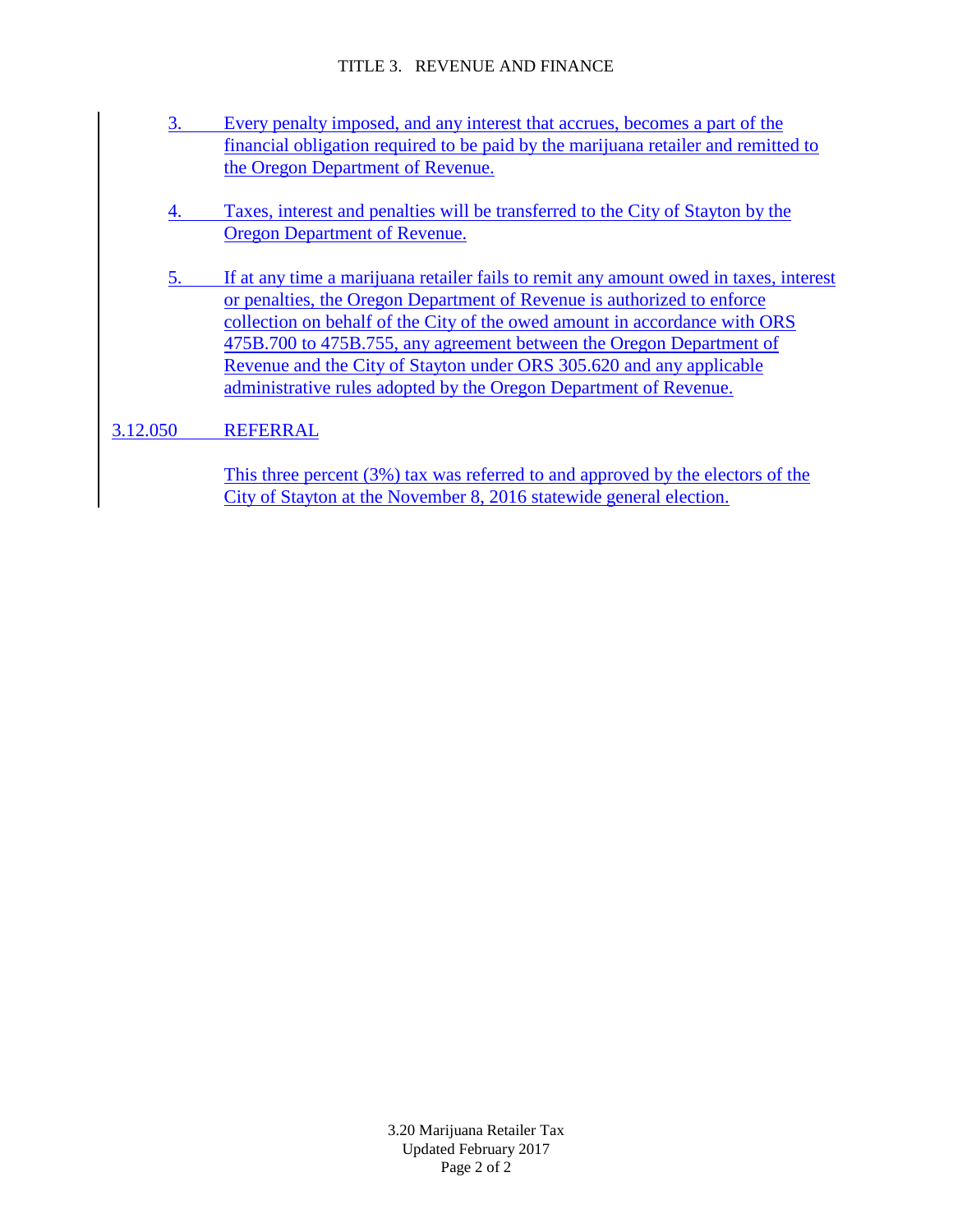3. Every penalty imposed, and any interest that accrues, becomes a part of the financial obligation required to be paid by the marijuana retailer and remitted to the Oregon Department of Revenue.

4. Taxes, interest and penalties will be transferred to the City of Stayton by the Oregon Department of Revenue.

5. If at any time a marijuana retailer fails to remit any amount owed in taxes, interest or penalties, the Oregon Department of Revenue is authorized to enforce collection on behalf of the City of the owed amount in accordance with ORS 475B.700 to 475B.755, any agreement between the Oregon Department of Revenue and the City of Stayton under ORS 305.620 and any applicable administrative rules adopted by the Oregon Department of Revenue.

## 3.12.050 REFERRAL

This three percent (3%) tax was referred to and approved by the electors of the City of Stayton at the November 8, 2016 statewide general election.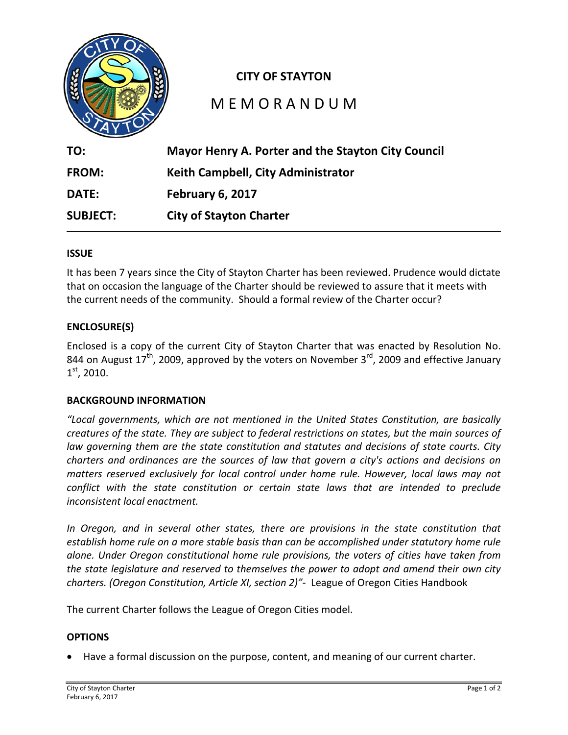**CITY OF STAYTON**

# MEMORANDUM

**TO:** **Mayor Henry A. Porter and the Stayton City Council**

**FROM:** **Keith Campbell, City Administrator**

**DATE:** **February 6, 2017**

**SUBJECT:** **City of Stayton Charter**

## ISSUE

It has been 7 years since the City of Stayton Charter has been reviewed. Prudence would dictate that on occasion the language of the Charter should be reviewed to assure that it meets with the current needs of the community. Should a formal review of the Charter occur?

## ENCLOSURE(S)

Enclosed is a copy of the current City of Stayton Charter that was enacted by Resolution No. 844 on August 17th, 2009, approved by the voters on November 3rd, 2009 and effective January 1st, 2010.

## BACKGROUND INFORMATION

*"Local governments, which are not mentioned in the United States Constitution, are basically creatures of the state. They are subject to federal restrictions on states, but the main sources of law governing them are the state constitution and statutes and decisions of state courts. City charters and ordinances are the sources of law that govern a city's actions and decisions on matters reserved exclusively for local control under home rule. However, local laws may not conflict with the state constitution or certain state laws that are intended to preclude inconsistent local enactment.*

*In Oregon, and in several other states, there are provisions in the state constitution that establish home rule on a more stable basis than can be accomplished under statutory home rule alone. Under Oregon constitutional home rule provisions, the voters of cities have taken from the state legislature and reserved to themselves the power to adopt and amend their own city charters. (Oregon Constitution, Article XI, section 2)"*- League of Oregon Cities Handbook

The current Charter follows the League of Oregon Cities model.

## OPTIONS

- Have a formal discussion on the purpose, content, and meaning of our current charter.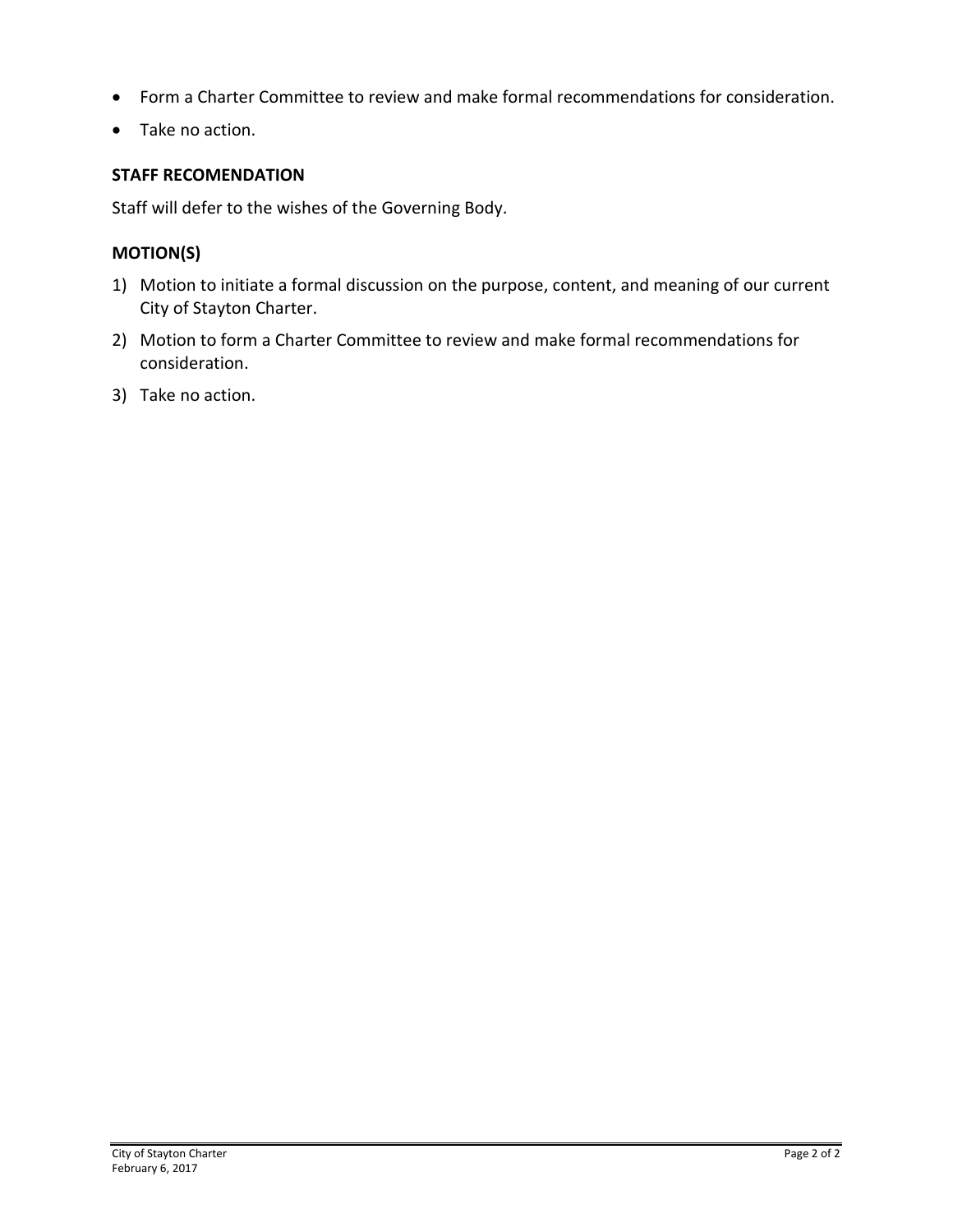- Form a Charter Committee to review and make formal recommendations for consideration.
- Take no action.

### STAFF RECOMENDATION

Staff will defer to the wishes of the Governing Body.

### MOTION(S)

1) Motion to initiate a formal discussion on the purpose, content, and meaning of our current City of Stayton Charter.
2) Motion to form a Charter Committee to review and make formal recommendations for consideration.
3) Take no action.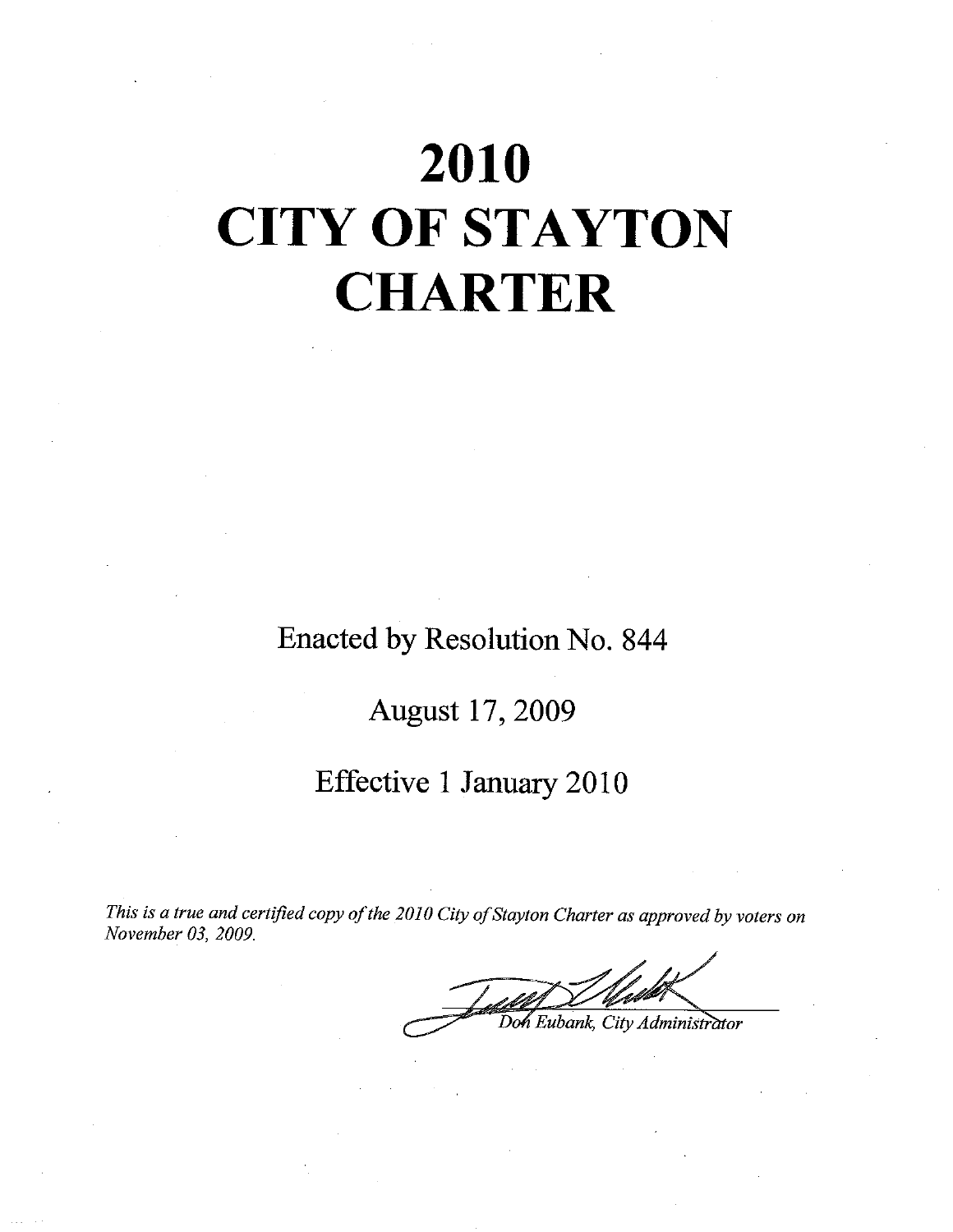# 2010
# CITY OF STAYTON
# CHARTER

Enacted by Resolution No. 844

August 17, 2009

Effective 1 January 2010

*This is a true and certified copy of the 2010 City of Stayton Charter as approved by voters on November 03, 2009.*

*Don Eubank, City Administrator*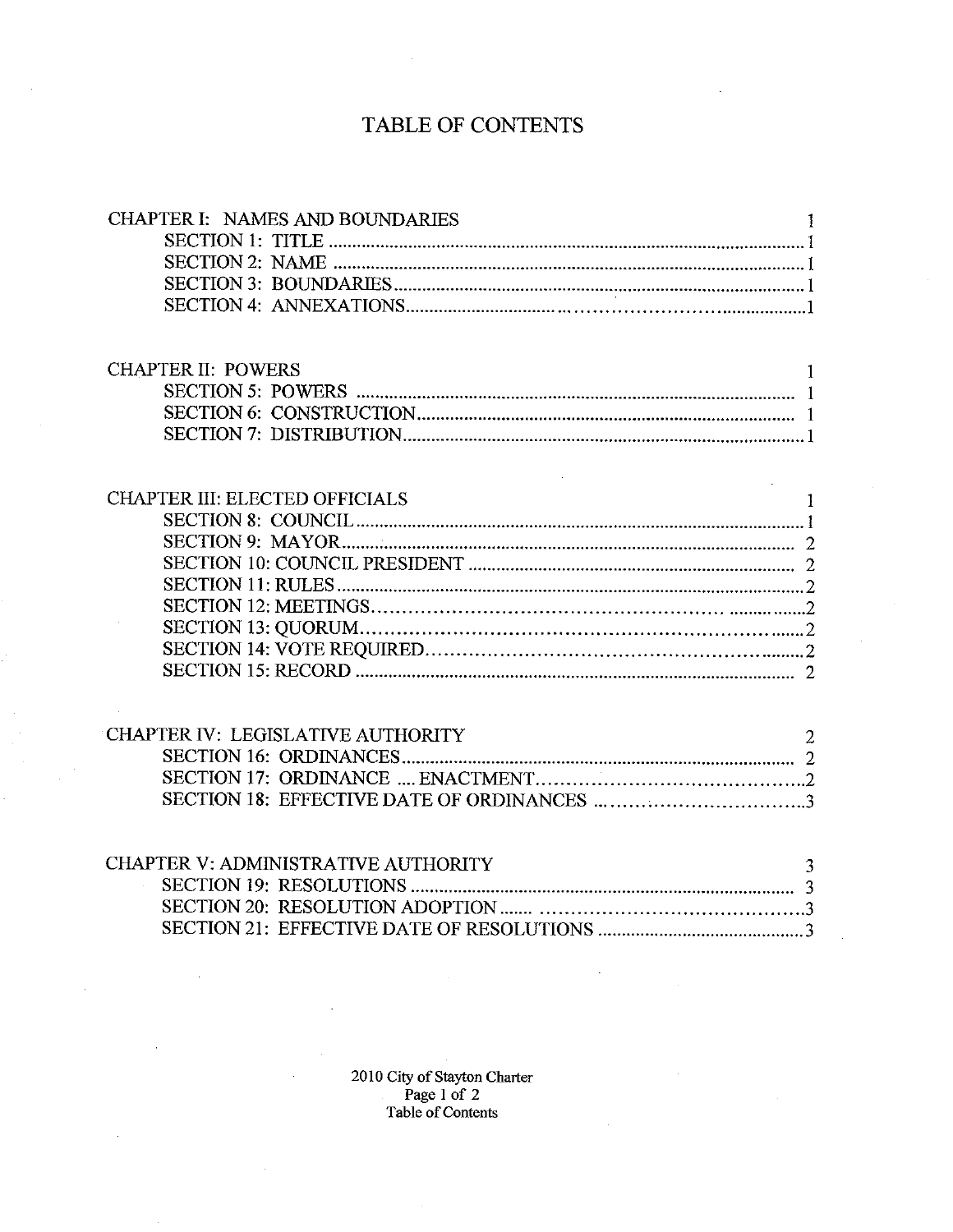# TABLE OF CONTENTS

| | |
|---|---|
| **CHAPTER I: NAMES AND BOUNDARIES** | 1 |
| SECTION 1: TITLE | 1 |
| SECTION 2: NAME | 1 |
| SECTION 3: BOUNDARIES | 1 |
| SECTION 4: ANNEXATIONS | 1 |
| **CHAPTER II: POWERS** | 1 |
| SECTION 5: POWERS | 1 |
| SECTION 6: CONSTRUCTION | 1 |
| SECTION 7: DISTRIBUTION | 1 |
| **CHAPTER III: ELECTED OFFICIALS** | 1 |
| SECTION 8: COUNCIL | 1 |
| SECTION 9: MAYOR | 2 |
| SECTION 10: COUNCIL PRESIDENT | 2 |
| SECTION 11: RULES | 2 |
| SECTION 12: MEETINGS | 2 |
| SECTION 13: QUORUM | 2 |
| SECTION 14: VOTE REQUIRED | 2 |
| SECTION 15: RECORD | 2 |
| **CHAPTER IV: LEGISLATIVE AUTHORITY** | 2 |
| SECTION 16: ORDINANCES | 2 |
| SECTION 17: ORDINANCE .... ENACTMENT | 2 |
| SECTION 18: EFFECTIVE DATE OF ORDINANCES | 3 |
| **CHAPTER V: ADMINISTRATIVE AUTHORITY** | 3 |
| SECTION 19: RESOLUTIONS | 3 |
| SECTION 20: RESOLUTION ADOPTION | 3 |
| SECTION 21: EFFECTIVE DATE OF RESOLUTIONS | 3 |

2010 City of Stayton Charter
Table of Contents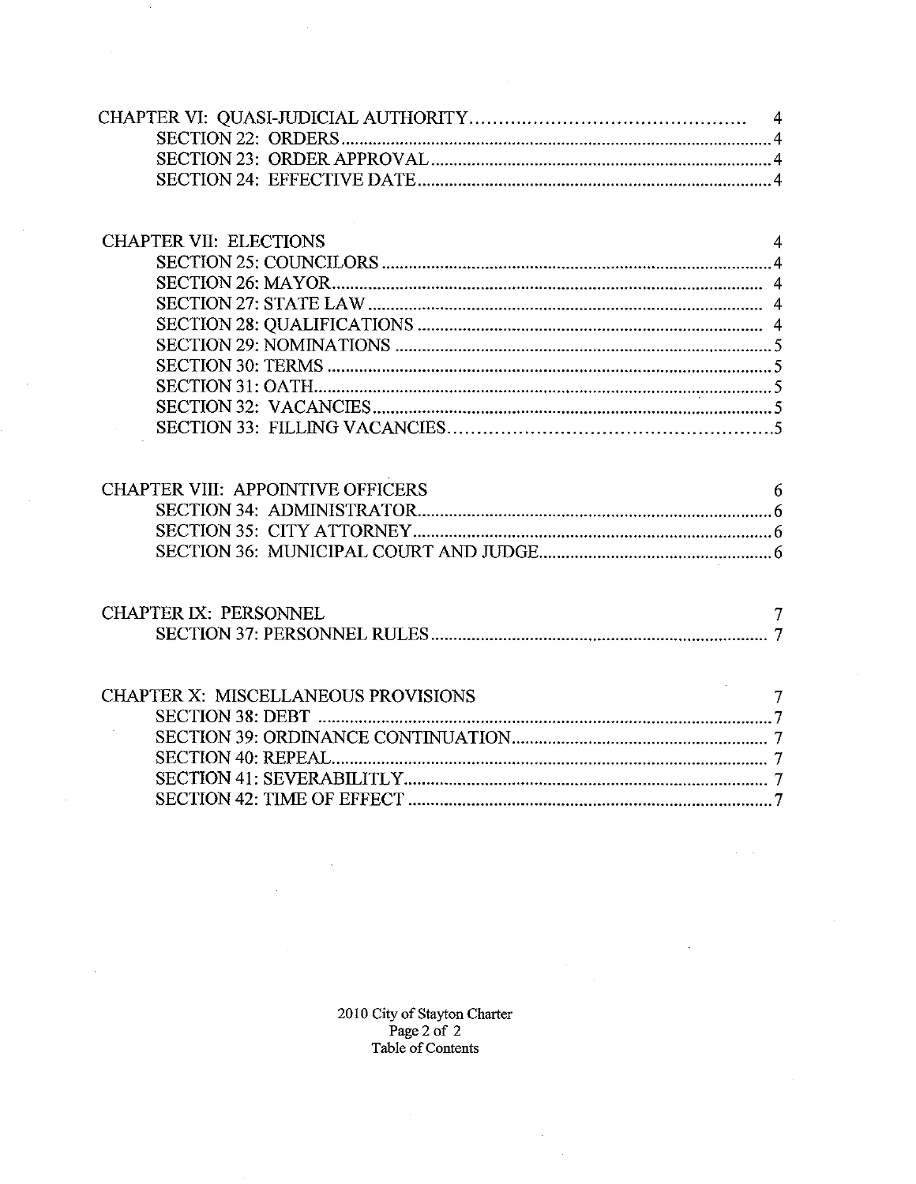CHAPTER VI: QUASI-JUDICIAL AUTHORITY .............................................. 4

SECTION 22: ORDERS .............................................................................. 4

SECTION 23: ORDER APPROVAL .............................................................. 4

SECTION 24: EFFECTIVE DATE ................................................................. 4

CHAPTER VII: ELECTIONS 4

SECTION 25: COUNCILORS ...................................................................... 4

SECTION 26: MAYOR ............................................................................... 4

SECTION 27: STATE LAW ........................................................................ 4

SECTION 28: QUALIFICATIONS ............................................................... 4

SECTION 29: NOMINATIONS .................................................................... 5

SECTION 30: TERMS ................................................................................ 5

SECTION 31: OATH .................................................................................. 5

SECTION 32: VACANCIES ......................................................................... 5

SECTION 33: FILLING VACANCIES .......................................................... 5

CHAPTER VIII: APPOINTIVE OFFICERS 6

SECTION 34: ADMINISTRATOR ................................................................ 6

SECTION 35: CITY ATTORNEY .................................................................. 6

SECTION 36: MUNICIPAL COURT AND JUDGE ........................................... 6

CHAPTER IX: PERSONNEL 7

SECTION 37: PERSONNEL RULES .............................................................. 7

CHAPTER X: MISCELLANEOUS PROVISIONS 7

SECTION 38: DEBT .................................................................................... 7

SECTION 39: ORDINANCE CONTINUATION ................................................ 7

SECTION 40: REPEAL ................................................................................. 7

SECTION 41: SEVERABILITLY ..................................................................... 7

SECTION 42: TIME OF EFFECT .................................................................... 7

2010 City of Stayton Charter
Table of Contents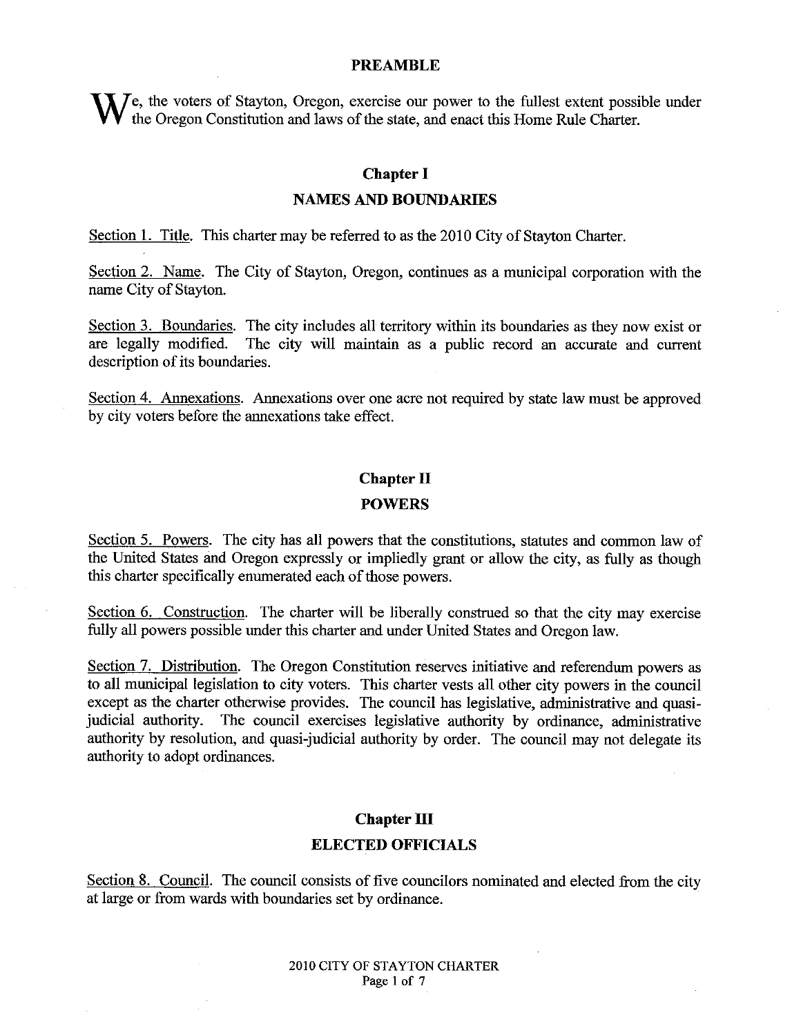## PREAMBLE

We, the voters of Stayton, Oregon, exercise our power to the fullest extent possible under the Oregon Constitution and laws of the state, and enact this Home Rule Charter.

## Chapter I

## NAMES AND BOUNDARIES

Section 1. Title. This charter may be referred to as the 2010 City of Stayton Charter.

Section 2. Name. The City of Stayton, Oregon, continues as a municipal corporation with the name City of Stayton.

Section 3. Boundaries. The city includes all territory within its boundaries as they now exist or are legally modified. The city will maintain as a public record an accurate and current description of its boundaries.

Section 4. Annexations. Annexations over one acre not required by state law must be approved by city voters before the annexations take effect.

## Chapter II

## POWERS

Section 5. Powers. The city has all powers that the constitutions, statutes and common law of the United States and Oregon expressly or impliedly grant or allow the city, as fully as though this charter specifically enumerated each of those powers.

Section 6. Construction. The charter will be liberally construed so that the city may exercise fully all powers possible under this charter and under United States and Oregon law.

Section 7. Distribution. The Oregon Constitution reserves initiative and referendum powers as to all municipal legislation to city voters. This charter vests all other city powers in the council except as the charter otherwise provides. The council has legislative, administrative and quasi-judicial authority. The council exercises legislative authority by ordinance, administrative authority by resolution, and quasi-judicial authority by order. The council may not delegate its authority to adopt ordinances.

## Chapter III

## ELECTED OFFICIALS

Section 8. Council. The council consists of five councilors nominated and elected from the city at large or from wards with boundaries set by ordinance.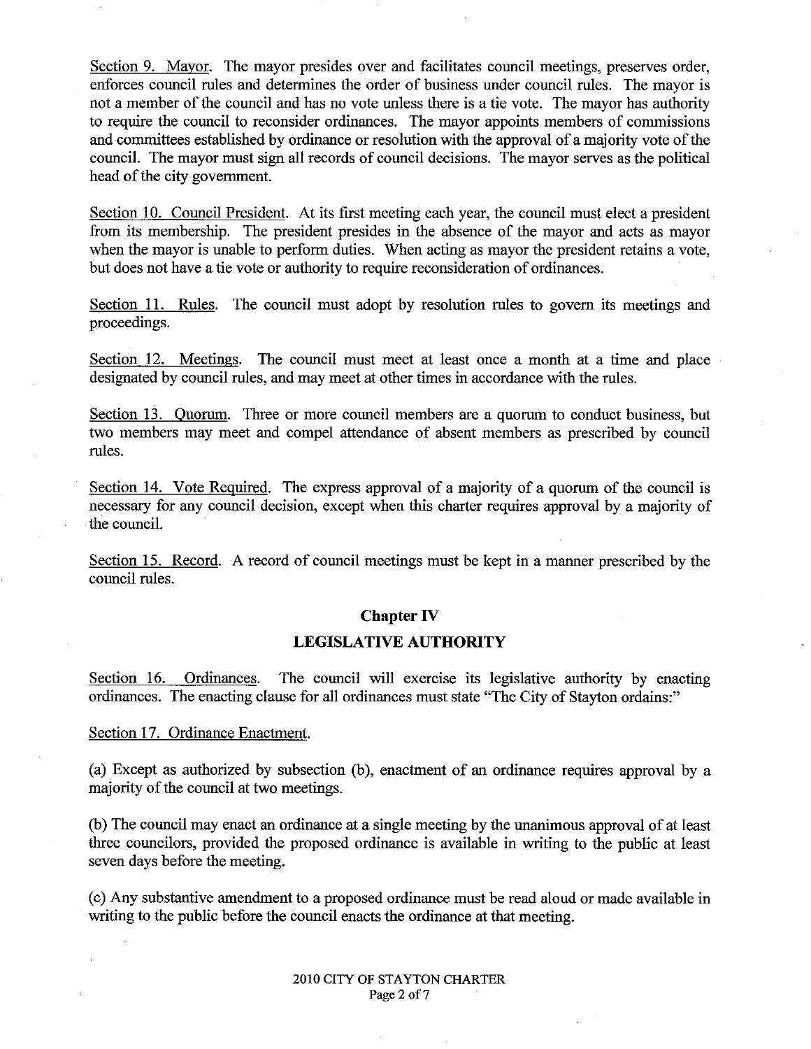Section 9. Mayor. The mayor presides over and facilitates council meetings, preserves order, enforces council rules and determines the order of business under council rules. The mayor is not a member of the council and has no vote unless there is a tie vote. The mayor has authority to require the council to reconsider ordinances. The mayor appoints members of commissions and committees established by ordinance or resolution with the approval of a majority vote of the council. The mayor must sign all records of council decisions. The mayor serves as the political head of the city government.

Section 10. Council President. At its first meeting each year, the council must elect a president from its membership. The president presides in the absence of the mayor and acts as mayor when the mayor is unable to perform duties. When acting as mayor the president retains a vote, but does not have a tie vote or authority to require reconsideration of ordinances.

Section 11. Rules. The council must adopt by resolution rules to govern its meetings and proceedings.

Section 12. Meetings. The council must meet at least once a month at a time and place designated by council rules, and may meet at other times in accordance with the rules.

Section 13. Quorum. Three or more council members are a quorum to conduct business, but two members may meet and compel attendance of absent members as prescribed by council rules.

Section 14. Vote Required. The express approval of a majority of a quorum of the council is necessary for any council decision, except when this charter requires approval by a majority of the council.

Section 15. Record. A record of council meetings must be kept in a manner prescribed by the council rules.

## Chapter IV

## LEGISLATIVE AUTHORITY

Section 16. Ordinances. The council will exercise its legislative authority by enacting ordinances. The enacting clause for all ordinances must state "The City of Stayton ordains:"

Section 17. Ordinance Enactment.

(a) Except as authorized by subsection (b), enactment of an ordinance requires approval by a majority of the council at two meetings.

(b) The council may enact an ordinance at a single meeting by the unanimous approval of at least three councilors, provided the proposed ordinance is available in writing to the public at least seven days before the meeting.

(c) Any substantive amendment to a proposed ordinance must be read aloud or made available in writing to the public before the council enacts the ordinance at that meeting.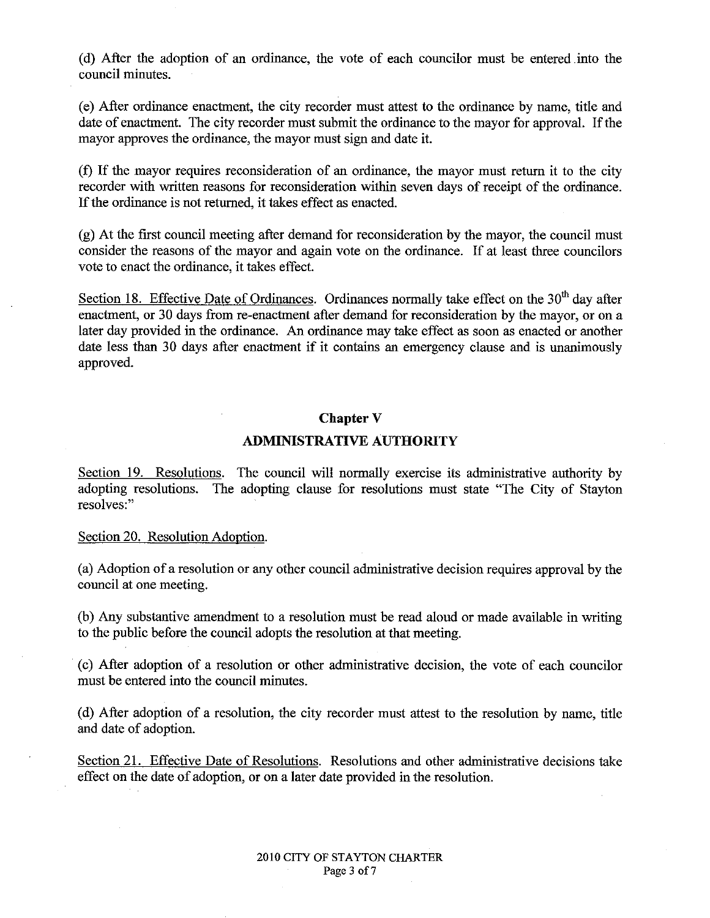(d) After the adoption of an ordinance, the vote of each councilor must be entered into the council minutes.

(e) After ordinance enactment, the city recorder must attest to the ordinance by name, title and date of enactment. The city recorder must submit the ordinance to the mayor for approval. If the mayor approves the ordinance, the mayor must sign and date it.

(f) If the mayor requires reconsideration of an ordinance, the mayor must return it to the city recorder with written reasons for reconsideration within seven days of receipt of the ordinance. If the ordinance is not returned, it takes effect as enacted.

(g) At the first council meeting after demand for reconsideration by the mayor, the council must consider the reasons of the mayor and again vote on the ordinance. If at least three councilors vote to enact the ordinance, it takes effect.

Section 18. Effective Date of Ordinances. Ordinances normally take effect on the 30th day after enactment, or 30 days from re-enactment after demand for reconsideration by the mayor, or on a later day provided in the ordinance. An ordinance may take effect as soon as enacted or another date less than 30 days after enactment if it contains an emergency clause and is unanimously approved.

## Chapter V

## ADMINISTRATIVE AUTHORITY

Section 19. Resolutions. The council will normally exercise its administrative authority by adopting resolutions. The adopting clause for resolutions must state "The City of Stayton resolves:"

Section 20. Resolution Adoption.

(a) Adoption of a resolution or any other council administrative decision requires approval by the council at one meeting.

(b) Any substantive amendment to a resolution must be read aloud or made available in writing to the public before the council adopts the resolution at that meeting.

(c) After adoption of a resolution or other administrative decision, the vote of each councilor must be entered into the council minutes.

(d) After adoption of a resolution, the city recorder must attest to the resolution by name, title and date of adoption.

Section 21. Effective Date of Resolutions. Resolutions and other administrative decisions take effect on the date of adoption, or on a later date provided in the resolution.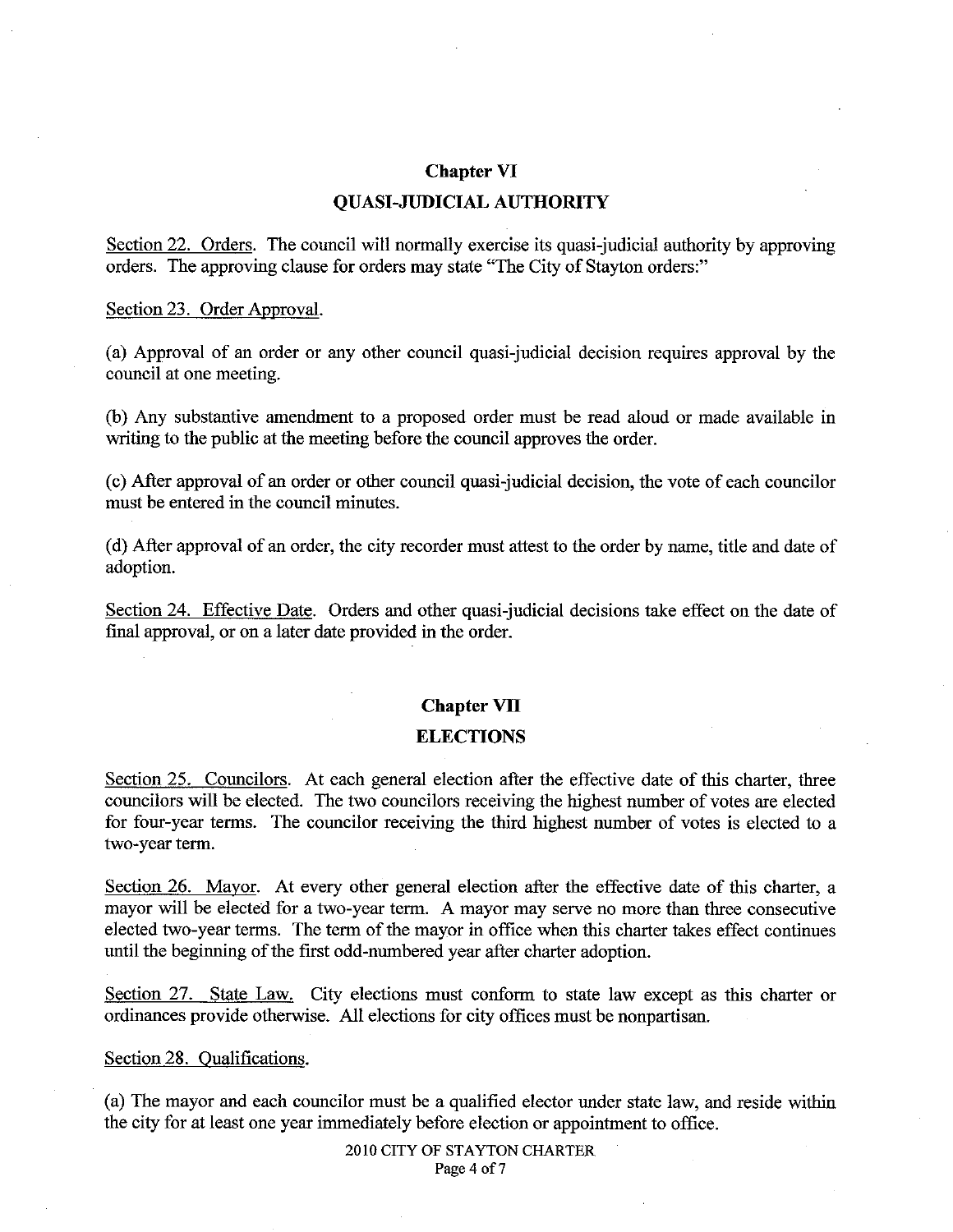## Chapter VI

## QUASI-JUDICIAL AUTHORITY

Section 22. Orders. The council will normally exercise its quasi-judicial authority by approving orders. The approving clause for orders may state "The City of Stayton orders:"

Section 23. Order Approval.

(a) Approval of an order or any other council quasi-judicial decision requires approval by the council at one meeting.

(b) Any substantive amendment to a proposed order must be read aloud or made available in writing to the public at the meeting before the council approves the order.

(c) After approval of an order or other council quasi-judicial decision, the vote of each councilor must be entered in the council minutes.

(d) After approval of an order, the city recorder must attest to the order by name, title and date of adoption.

Section 24. Effective Date. Orders and other quasi-judicial decisions take effect on the date of final approval, or on a later date provided in the order.

## Chapter VII

## ELECTIONS

Section 25. Councilors. At each general election after the effective date of this charter, three councilors will be elected. The two councilors receiving the highest number of votes are elected for four-year terms. The councilor receiving the third highest number of votes is elected to a two-year term.

Section 26. Mayor. At every other general election after the effective date of this charter, a mayor will be elected for a two-year term. A mayor may serve no more than three consecutive elected two-year terms. The term of the mayor in office when this charter takes effect continues until the beginning of the first odd-numbered year after charter adoption.

Section 27. State Law. City elections must conform to state law except as this charter or ordinances provide otherwise. All elections for city offices must be nonpartisan.

Section 28. Qualifications.

(a) The mayor and each councilor must be a qualified elector under state law, and reside within the city for at least one year immediately before election or appointment to office.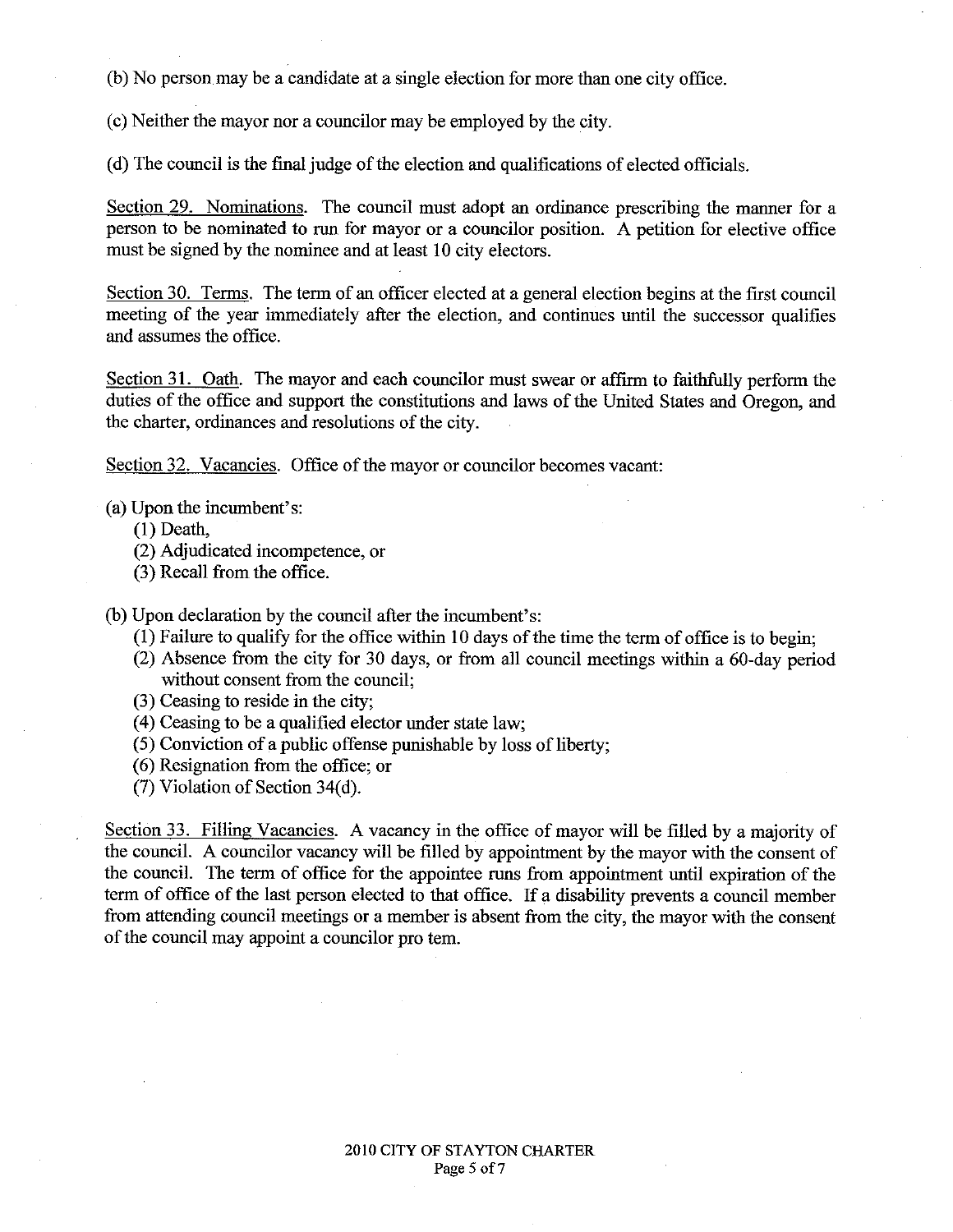(b) No person may be a candidate at a single election for more than one city office.

(c) Neither the mayor nor a councilor may be employed by the city.

(d) The council is the final judge of the election and qualifications of elected officials.

Section 29. Nominations. The council must adopt an ordinance prescribing the manner for a person to be nominated to run for mayor or a councilor position. A petition for elective office must be signed by the nominee and at least 10 city electors.

Section 30. Terms. The term of an officer elected at a general election begins at the first council meeting of the year immediately after the election, and continues until the successor qualifies and assumes the office.

Section 31. Oath. The mayor and each councilor must swear or affirm to faithfully perform the duties of the office and support the constitutions and laws of the United States and Oregon, and the charter, ordinances and resolutions of the city.

Section 32. Vacancies. Office of the mayor or councilor becomes vacant:

(a) Upon the incumbent's:
  (1) Death,
  (2) Adjudicated incompetence, or
  (3) Recall from the office.

(b) Upon declaration by the council after the incumbent's:
  (1) Failure to qualify for the office within 10 days of the time the term of office is to begin;
  (2) Absence from the city for 30 days, or from all council meetings within a 60-day period without consent from the council;
  (3) Ceasing to reside in the city;
  (4) Ceasing to be a qualified elector under state law;
  (5) Conviction of a public offense punishable by loss of liberty;
  (6) Resignation from the office; or
  (7) Violation of Section 34(d).

Section 33. Filling Vacancies. A vacancy in the office of mayor will be filled by a majority of the council. A councilor vacancy will be filled by appointment by the mayor with the consent of the council. The term of office for the appointee runs from appointment until expiration of the term of office of the last person elected to that office. If a disability prevents a council member from attending council meetings or a member is absent from the city, the mayor with the consent of the council may appoint a councilor pro tem.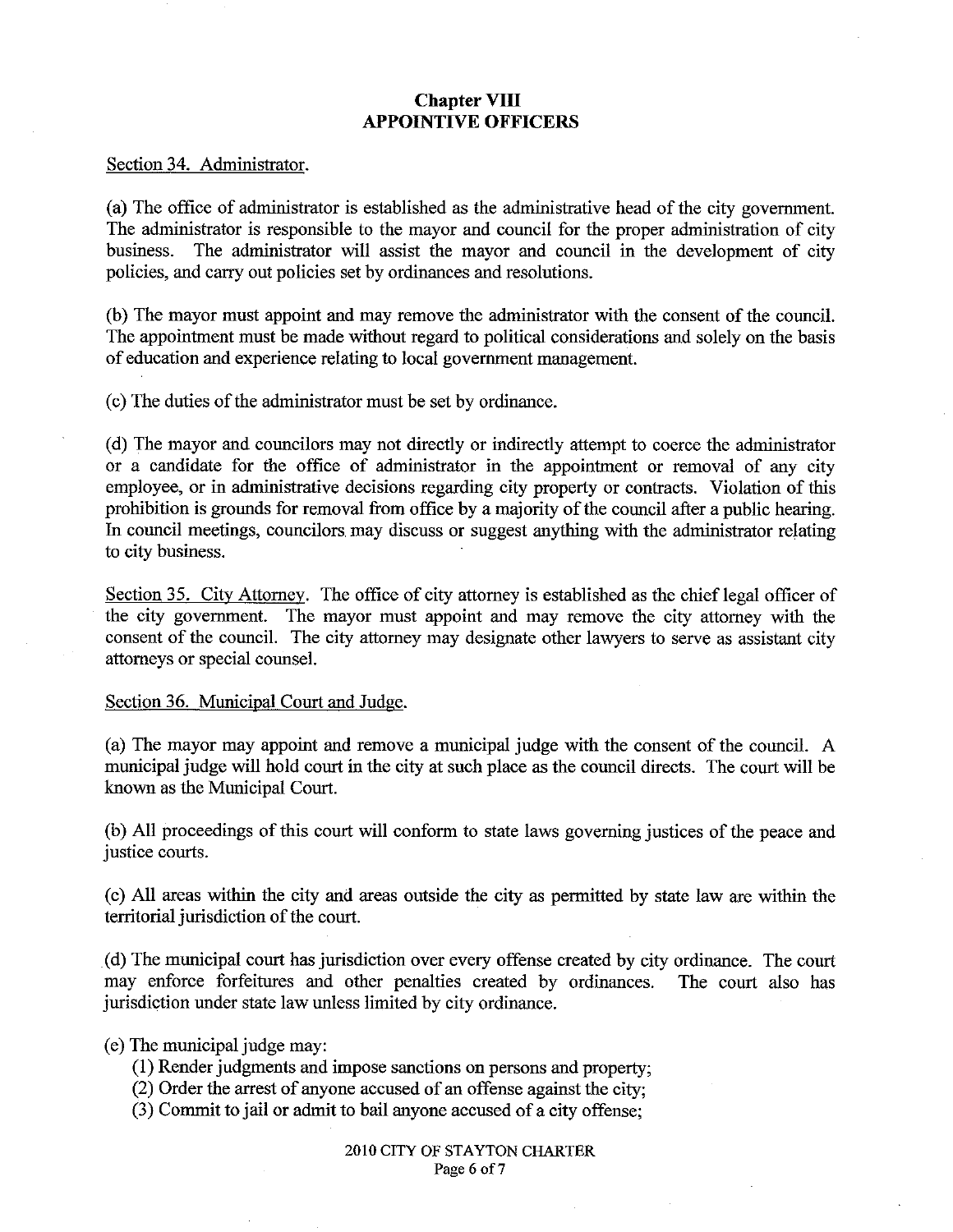## Chapter VIII
## APPOINTIVE OFFICERS

Section 34. Administrator.

(a) The office of administrator is established as the administrative head of the city government. The administrator is responsible to the mayor and council for the proper administration of city business. The administrator will assist the mayor and council in the development of city policies, and carry out policies set by ordinances and resolutions.

(b) The mayor must appoint and may remove the administrator with the consent of the council. The appointment must be made without regard to political considerations and solely on the basis of education and experience relating to local government management.

(c) The duties of the administrator must be set by ordinance.

(d) The mayor and councilors may not directly or indirectly attempt to coerce the administrator or a candidate for the office of administrator in the appointment or removal of any city employee, or in administrative decisions regarding city property or contracts. Violation of this prohibition is grounds for removal from office by a majority of the council after a public hearing. In council meetings, councilors may discuss or suggest anything with the administrator relating to city business.

Section 35. City Attorney. The office of city attorney is established as the chief legal officer of the city government. The mayor must appoint and may remove the city attorney with the consent of the council. The city attorney may designate other lawyers to serve as assistant city attorneys or special counsel.

Section 36. Municipal Court and Judge.

(a) The mayor may appoint and remove a municipal judge with the consent of the council. A municipal judge will hold court in the city at such place as the council directs. The court will be known as the Municipal Court.

(b) All proceedings of this court will conform to state laws governing justices of the peace and justice courts.

(c) All areas within the city and areas outside the city as permitted by state law are within the territorial jurisdiction of the court.

(d) The municipal court has jurisdiction over every offense created by city ordinance. The court may enforce forfeitures and other penalties created by ordinances. The court also has jurisdiction under state law unless limited by city ordinance.

(e) The municipal judge may:

(1) Render judgments and impose sanctions on persons and property;
(2) Order the arrest of anyone accused of an offense against the city;
(3) Commit to jail or admit to bail anyone accused of a city offense;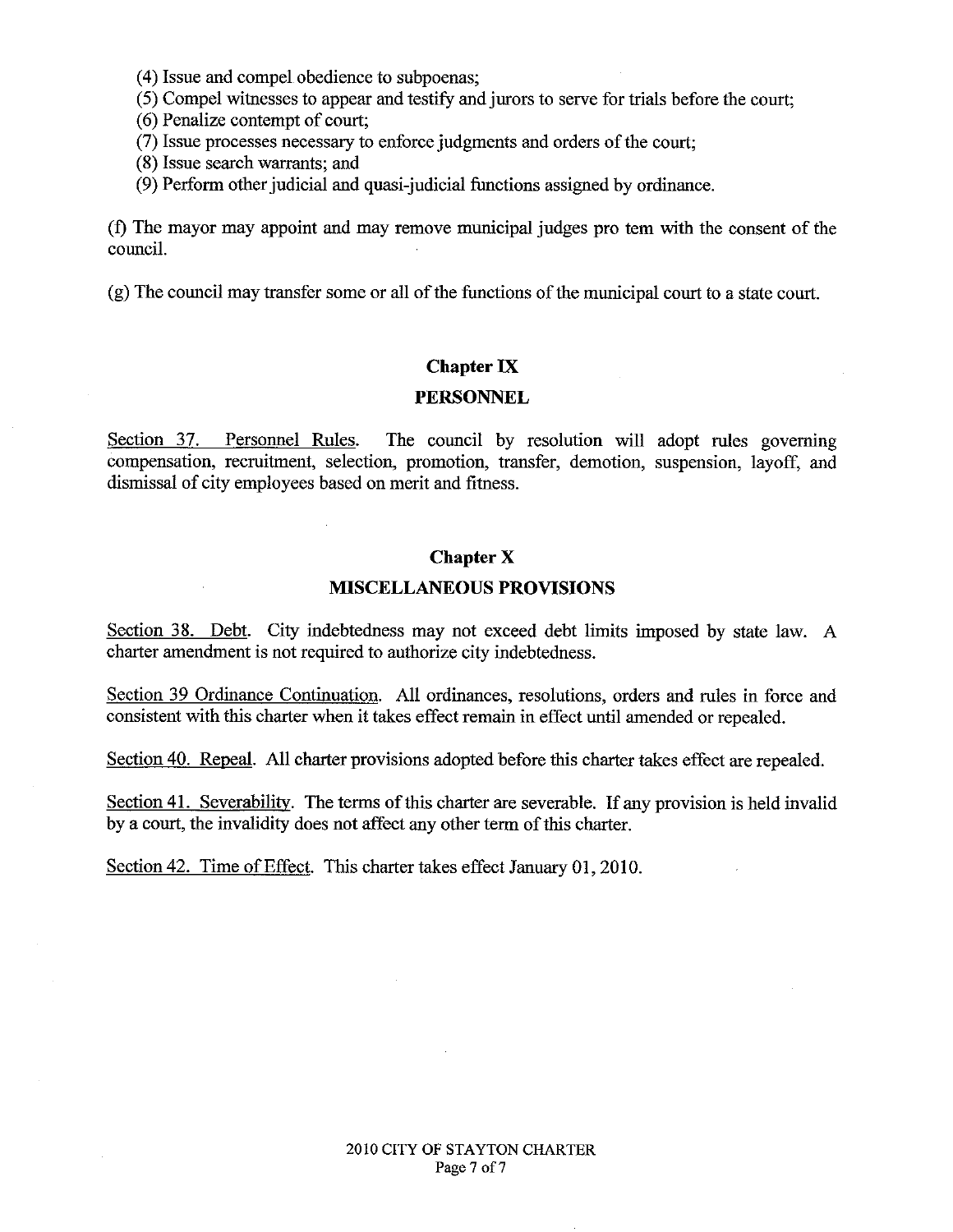(4) Issue and compel obedience to subpoenas;

(5) Compel witnesses to appear and testify and jurors to serve for trials before the court;

(6) Penalize contempt of court;

(7) Issue processes necessary to enforce judgments and orders of the court;

(8) Issue search warrants; and

(9) Perform other judicial and quasi-judicial functions assigned by ordinance.

(f) The mayor may appoint and may remove municipal judges pro tem with the consent of the council.

(g) The council may transfer some or all of the functions of the municipal court to a state court.

## Chapter IX

## PERSONNEL

Section 37. Personnel Rules. The council by resolution will adopt rules governing compensation, recruitment, selection, promotion, transfer, demotion, suspension, layoff, and dismissal of city employees based on merit and fitness.

## Chapter X

## MISCELLANEOUS PROVISIONS

Section 38. Debt. City indebtedness may not exceed debt limits imposed by state law. A charter amendment is not required to authorize city indebtedness.

Section 39 Ordinance Continuation. All ordinances, resolutions, orders and rules in force and consistent with this charter when it takes effect remain in effect until amended or repealed.

Section 40. Repeal. All charter provisions adopted before this charter takes effect are repealed.

Section 41. Severability. The terms of this charter are severable. If any provision is held invalid by a court, the invalidity does not affect any other term of this charter.

Section 42. Time of Effect. This charter takes effect January 01, 2010.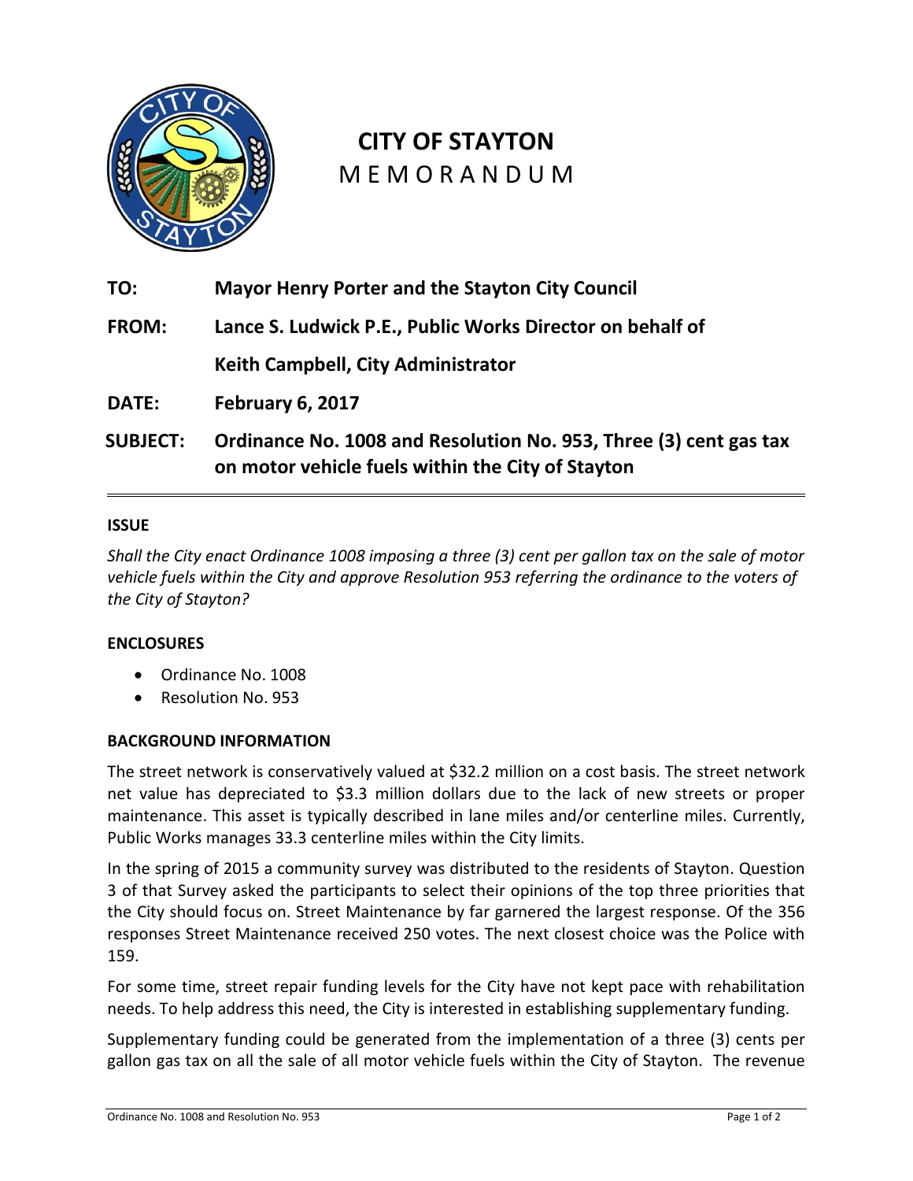# CITY OF STAYTON

MEMORANDUM

**TO:** **Mayor Henry Porter and the Stayton City Council**

**FROM:** **Lance S. Ludwick P.E., Public Works Director on behalf of Keith Campbell, City Administrator**

**DATE:** **February 6, 2017**

**SUBJECT:** **Ordinance No. 1008 and Resolution No. 953, Three (3) cent gas tax on motor vehicle fuels within the City of Stayton**

---

## ISSUE

*Shall the City enact Ordinance 1008 imposing a three (3) cent per gallon tax on the sale of motor vehicle fuels within the City and approve Resolution 953 referring the ordinance to the voters of the City of Stayton?*

## ENCLOSURES

- Ordinance No. 1008
- Resolution No. 953

## BACKGROUND INFORMATION

The street network is conservatively valued at $32.2 million on a cost basis. The street network net value has depreciated to $3.3 million dollars due to the lack of new streets or proper maintenance. This asset is typically described in lane miles and/or centerline miles. Currently, Public Works manages 33.3 centerline miles within the City limits.

In the spring of 2015 a community survey was distributed to the residents of Stayton. Question 3 of that Survey asked the participants to select their opinions of the top three priorities that the City should focus on. Street Maintenance by far garnered the largest response. Of the 356 responses Street Maintenance received 250 votes. The next closest choice was the Police with 159.

For some time, street repair funding levels for the City have not kept pace with rehabilitation needs. To help address this need, the City is interested in establishing supplementary funding.

Supplementary funding could be generated from the implementation of a three (3) cents per gallon gas tax on all the sale of all motor vehicle fuels within the City of Stayton. The revenue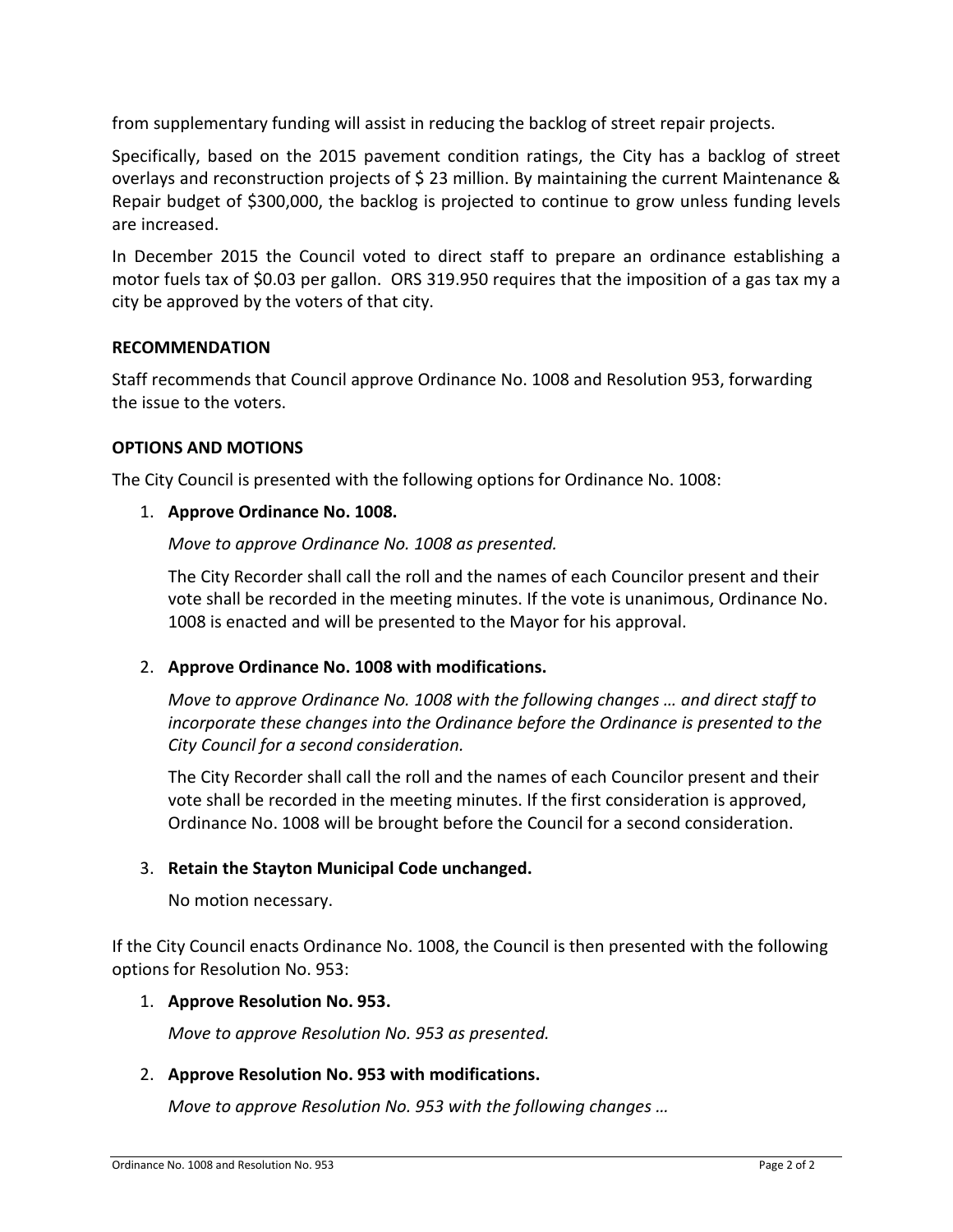from supplementary funding will assist in reducing the backlog of street repair projects.

Specifically, based on the 2015 pavement condition ratings, the City has a backlog of street overlays and reconstruction projects of $ 23 million. By maintaining the current Maintenance & Repair budget of $300,000, the backlog is projected to continue to grow unless funding levels are increased.

In December 2015 the Council voted to direct staff to prepare an ordinance establishing a motor fuels tax of $0.03 per gallon. ORS 319.950 requires that the imposition of a gas tax my a city be approved by the voters of that city.

**RECOMMENDATION**

Staff recommends that Council approve Ordinance No. 1008 and Resolution 953, forwarding the issue to the voters.

**OPTIONS AND MOTIONS**

The City Council is presented with the following options for Ordinance No. 1008:

1. **Approve Ordinance No. 1008.**

   *Move to approve Ordinance No. 1008 as presented.*

   The City Recorder shall call the roll and the names of each Councilor present and their vote shall be recorded in the meeting minutes. If the vote is unanimous, Ordinance No. 1008 is enacted and will be presented to the Mayor for his approval.

2. **Approve Ordinance No. 1008 with modifications.**

   *Move to approve Ordinance No. 1008 with the following changes … and direct staff to incorporate these changes into the Ordinance before the Ordinance is presented to the City Council for a second consideration.*

   The City Recorder shall call the roll and the names of each Councilor present and their vote shall be recorded in the meeting minutes. If the first consideration is approved, Ordinance No. 1008 will be brought before the Council for a second consideration.

3. **Retain the Stayton Municipal Code unchanged.**

   No motion necessary.

If the City Council enacts Ordinance No. 1008, the Council is then presented with the following options for Resolution No. 953:

1. **Approve Resolution No. 953.**

   *Move to approve Resolution No. 953 as presented.*

2. **Approve Resolution No. 953 with modifications.**

   *Move to approve Resolution No. 953 with the following changes …*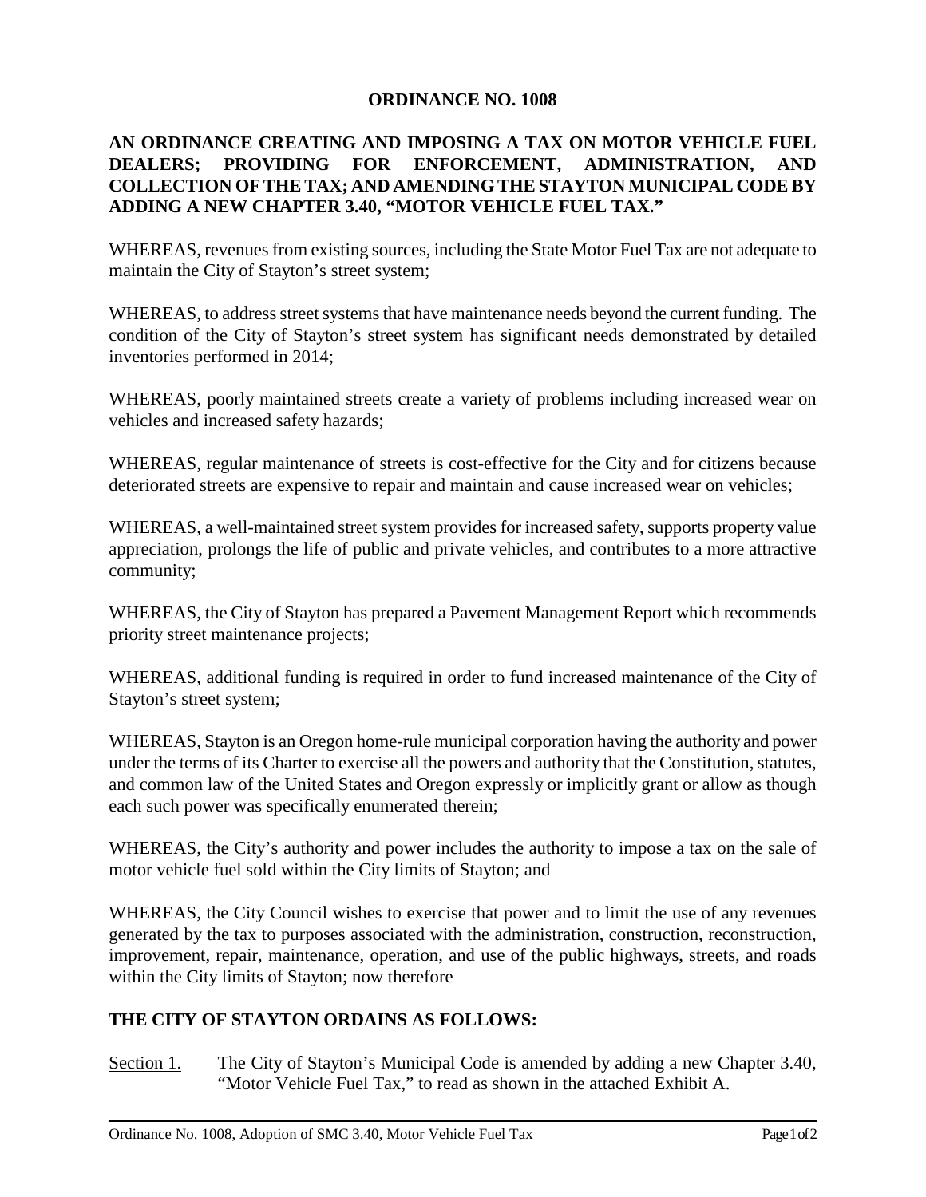**ORDINANCE NO. 1008**

**AN ORDINANCE CREATING AND IMPOSING A TAX ON MOTOR VEHICLE FUEL DEALERS; PROVIDING FOR ENFORCEMENT, ADMINISTRATION, AND COLLECTION OF THE TAX; AND AMENDING THE STAYTON MUNICIPAL CODE BY ADDING A NEW CHAPTER 3.40, "MOTOR VEHICLE FUEL TAX."**

WHEREAS, revenues from existing sources, including the State Motor Fuel Tax are not adequate to maintain the City of Stayton's street system;

WHEREAS, to address street systems that have maintenance needs beyond the current funding. The condition of the City of Stayton's street system has significant needs demonstrated by detailed inventories performed in 2014;

WHEREAS, poorly maintained streets create a variety of problems including increased wear on vehicles and increased safety hazards;

WHEREAS, regular maintenance of streets is cost-effective for the City and for citizens because deteriorated streets are expensive to repair and maintain and cause increased wear on vehicles;

WHEREAS, a well-maintained street system provides for increased safety, supports property value appreciation, prolongs the life of public and private vehicles, and contributes to a more attractive community;

WHEREAS, the City of Stayton has prepared a Pavement Management Report which recommends priority street maintenance projects;

WHEREAS, additional funding is required in order to fund increased maintenance of the City of Stayton's street system;

WHEREAS, Stayton is an Oregon home-rule municipal corporation having the authority and power under the terms of its Charter to exercise all the powers and authority that the Constitution, statutes, and common law of the United States and Oregon expressly or implicitly grant or allow as though each such power was specifically enumerated therein;

WHEREAS, the City's authority and power includes the authority to impose a tax on the sale of motor vehicle fuel sold within the City limits of Stayton; and

WHEREAS, the City Council wishes to exercise that power and to limit the use of any revenues generated by the tax to purposes associated with the administration, construction, reconstruction, improvement, repair, maintenance, operation, and use of the public highways, streets, and roads within the City limits of Stayton; now therefore

**THE CITY OF STAYTON ORDAINS AS FOLLOWS:**

Section 1. The City of Stayton's Municipal Code is amended by adding a new Chapter 3.40, "Motor Vehicle Fuel Tax," to read as shown in the attached Exhibit A.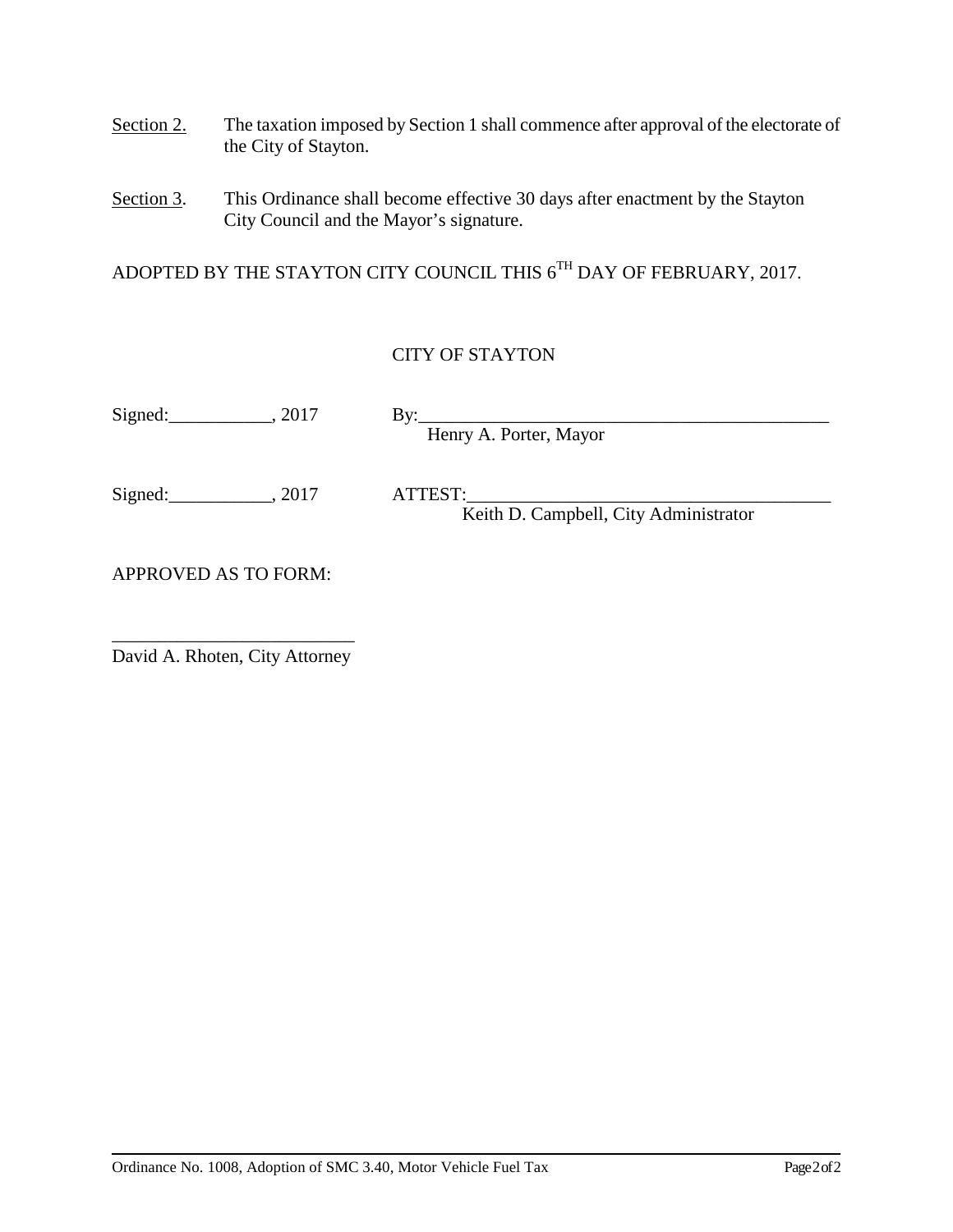Section 2. The taxation imposed by Section 1 shall commence after approval of the electorate of the City of Stayton.

Section 3. This Ordinance shall become effective 30 days after enactment by the Stayton City Council and the Mayor's signature.

ADOPTED BY THE STAYTON CITY COUNCIL THIS 6TH DAY OF FEBRUARY, 2017.

CITY OF STAYTON

Signed:___________, 2017 By:_____________________________________________
Henry A. Porter, Mayor

Signed:___________, 2017 ATTEST:_________________________________________
Keith D. Campbell, City Administrator

APPROVED AS TO FORM:

__________________________
David A. Rhoten, City Attorney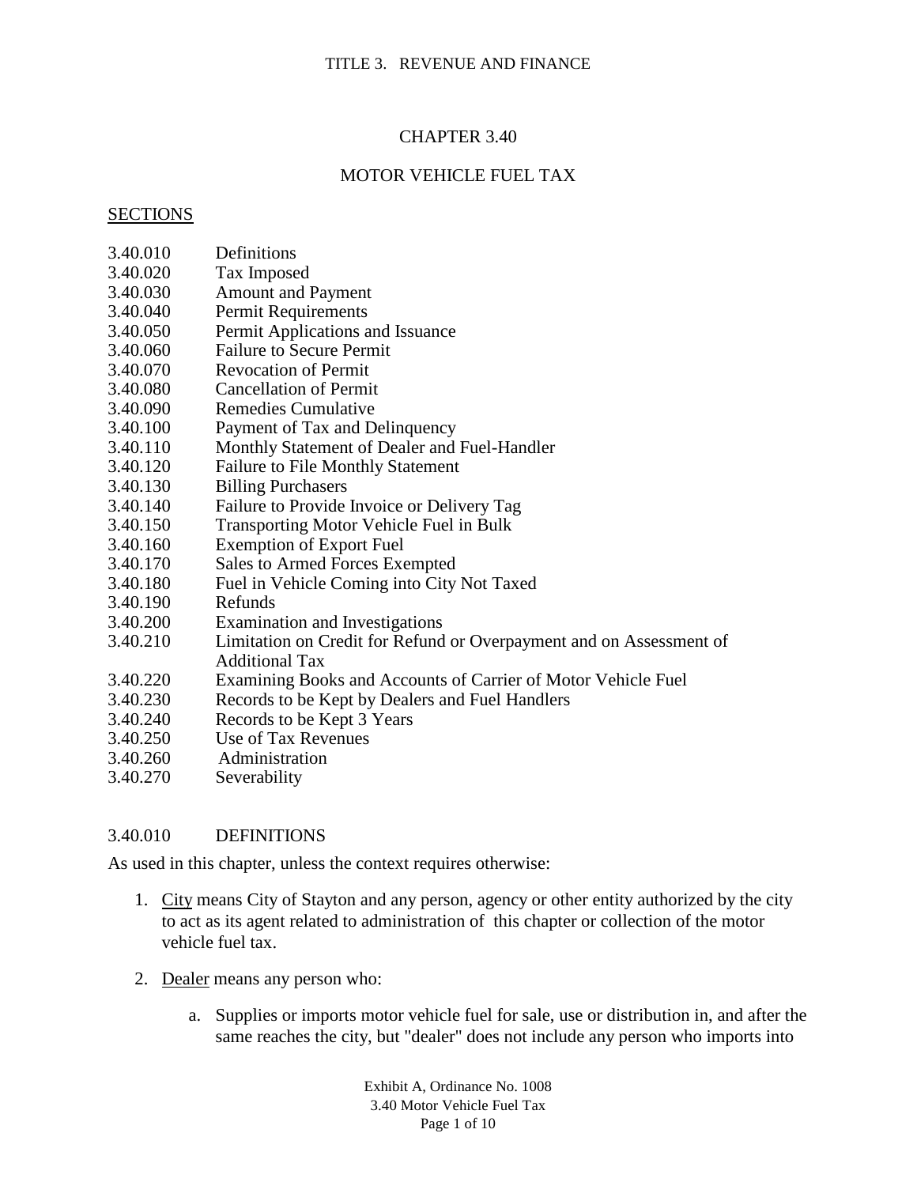TITLE 3. REVENUE AND FINANCE

# CHAPTER 3.40

# MOTOR VEHICLE FUEL TAX

## SECTIONS

| | |
|---|---|
| 3.40.010 | Definitions |
| 3.40.020 | Tax Imposed |
| 3.40.030 | Amount and Payment |
| 3.40.040 | Permit Requirements |
| 3.40.050 | Permit Applications and Issuance |
| 3.40.060 | Failure to Secure Permit |
| 3.40.070 | Revocation of Permit |
| 3.40.080 | Cancellation of Permit |
| 3.40.090 | Remedies Cumulative |
| 3.40.100 | Payment of Tax and Delinquency |
| 3.40.110 | Monthly Statement of Dealer and Fuel-Handler |
| 3.40.120 | Failure to File Monthly Statement |
| 3.40.130 | Billing Purchasers |
| 3.40.140 | Failure to Provide Invoice or Delivery Tag |
| 3.40.150 | Transporting Motor Vehicle Fuel in Bulk |
| 3.40.160 | Exemption of Export Fuel |
| 3.40.170 | Sales to Armed Forces Exempted |
| 3.40.180 | Fuel in Vehicle Coming into City Not Taxed |
| 3.40.190 | Refunds |
| 3.40.200 | Examination and Investigations |
| 3.40.210 | Limitation on Credit for Refund or Overpayment and on Assessment of Additional Tax |
| 3.40.220 | Examining Books and Accounts of Carrier of Motor Vehicle Fuel |
| 3.40.230 | Records to be Kept by Dealers and Fuel Handlers |
| 3.40.240 | Records to be Kept 3 Years |
| 3.40.250 | Use of Tax Revenues |
| 3.40.260 | Administration |
| 3.40.270 | Severability |

## 3.40.010 DEFINITIONS

As used in this chapter, unless the context requires otherwise:

1. City means City of Stayton and any person, agency or other entity authorized by the city to act as its agent related to administration of this chapter or collection of the motor vehicle fuel tax.

2. Dealer means any person who:

   a. Supplies or imports motor vehicle fuel for sale, use or distribution in, and after the same reaches the city, but "dealer" does not include any person who imports into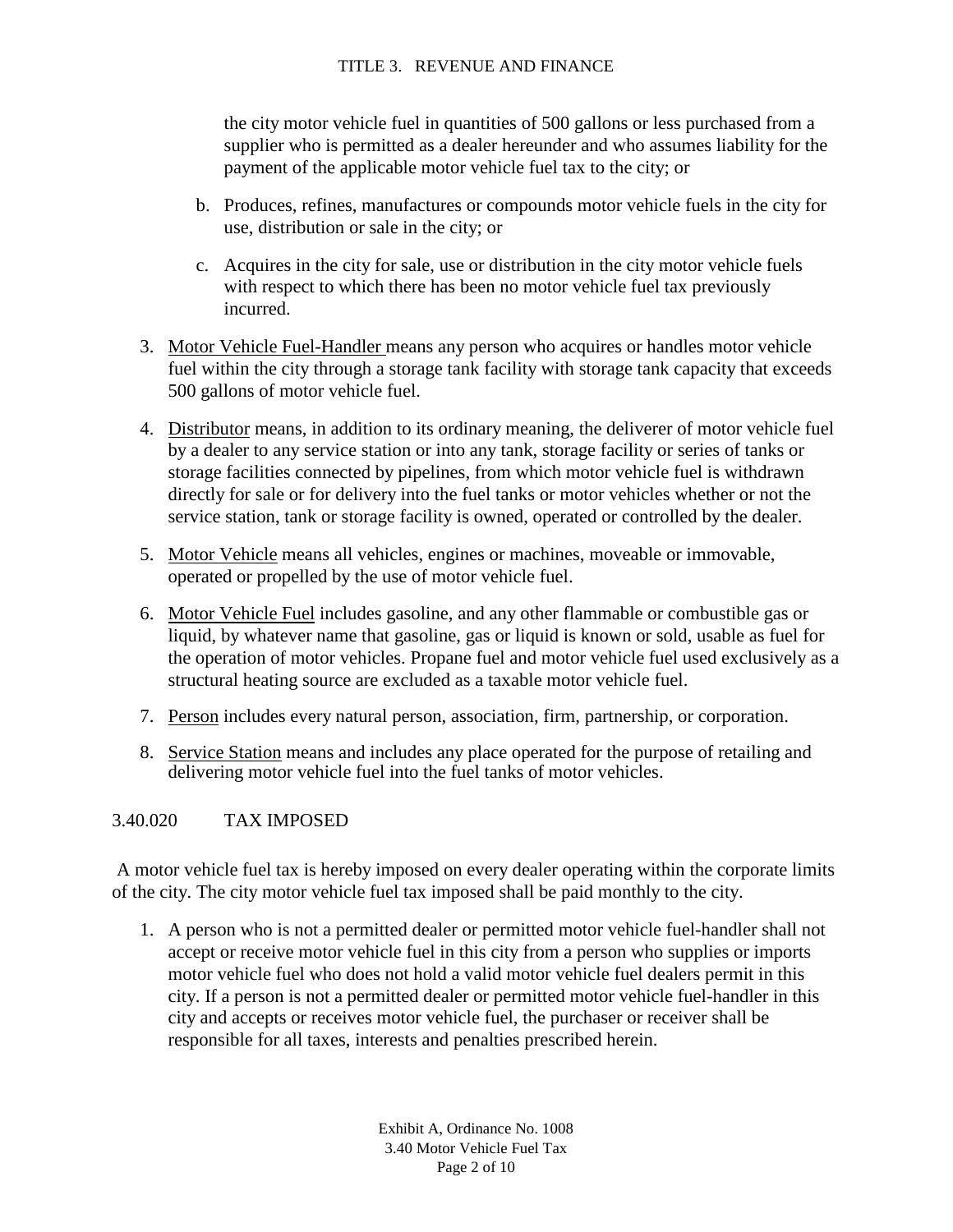the city motor vehicle fuel in quantities of 500 gallons or less purchased from a supplier who is permitted as a dealer hereunder and who assumes liability for the payment of the applicable motor vehicle fuel tax to the city; or

   b. Produces, refines, manufactures or compounds motor vehicle fuels in the city for use, distribution or sale in the city; or

   c. Acquires in the city for sale, use or distribution in the city motor vehicle fuels with respect to which there has been no motor vehicle fuel tax previously incurred.

3. Motor Vehicle Fuel-Handler means any person who acquires or handles motor vehicle fuel within the city through a storage tank facility with storage tank capacity that exceeds 500 gallons of motor vehicle fuel.

4. Distributor means, in addition to its ordinary meaning, the deliverer of motor vehicle fuel by a dealer to any service station or into any tank, storage facility or series of tanks or storage facilities connected by pipelines, from which motor vehicle fuel is withdrawn directly for sale or for delivery into the fuel tanks or motor vehicles whether or not the service station, tank or storage facility is owned, operated or controlled by the dealer.

5. Motor Vehicle means all vehicles, engines or machines, moveable or immovable, operated or propelled by the use of motor vehicle fuel.

6. Motor Vehicle Fuel includes gasoline, and any other flammable or combustible gas or liquid, by whatever name that gasoline, gas or liquid is known or sold, usable as fuel for the operation of motor vehicles. Propane fuel and motor vehicle fuel used exclusively as a structural heating source are excluded as a taxable motor vehicle fuel.

7. Person includes every natural person, association, firm, partnership, or corporation.

8. Service Station means and includes any place operated for the purpose of retailing and delivering motor vehicle fuel into the fuel tanks of motor vehicles.

## 3.40.020 TAX IMPOSED

A motor vehicle fuel tax is hereby imposed on every dealer operating within the corporate limits of the city. The city motor vehicle fuel tax imposed shall be paid monthly to the city.

1. A person who is not a permitted dealer or permitted motor vehicle fuel-handler shall not accept or receive motor vehicle fuel in this city from a person who supplies or imports motor vehicle fuel who does not hold a valid motor vehicle fuel dealers permit in this city. If a person is not a permitted dealer or permitted motor vehicle fuel-handler in this city and accepts or receives motor vehicle fuel, the purchaser or receiver shall be responsible for all taxes, interests and penalties prescribed herein.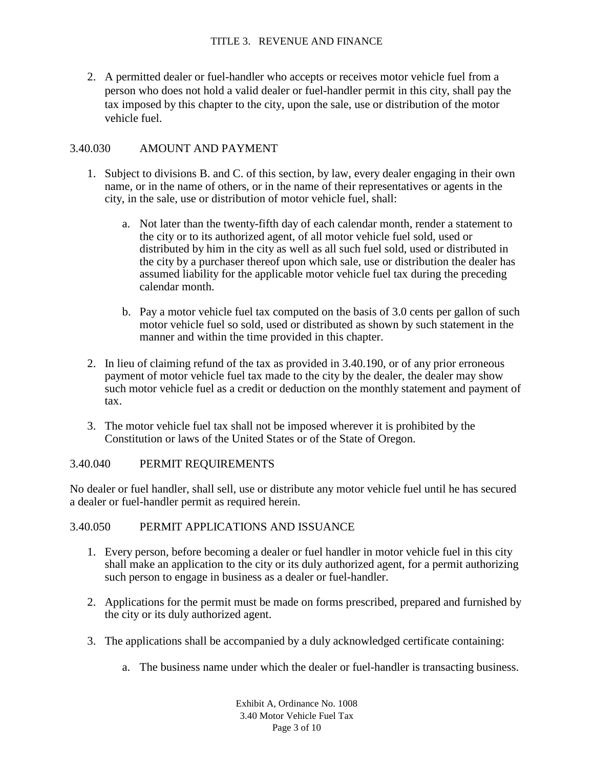2. A permitted dealer or fuel-handler who accepts or receives motor vehicle fuel from a person who does not hold a valid dealer or fuel-handler permit in this city, shall pay the tax imposed by this chapter to the city, upon the sale, use or distribution of the motor vehicle fuel.

### 3.40.030 AMOUNT AND PAYMENT

1. Subject to divisions B. and C. of this section, by law, every dealer engaging in their own name, or in the name of others, or in the name of their representatives or agents in the city, in the sale, use or distribution of motor vehicle fuel, shall:

   a. Not later than the twenty-fifth day of each calendar month, render a statement to the city or to its authorized agent, of all motor vehicle fuel sold, used or distributed by him in the city as well as all such fuel sold, used or distributed in the city by a purchaser thereof upon which sale, use or distribution the dealer has assumed liability for the applicable motor vehicle fuel tax during the preceding calendar month.

   b. Pay a motor vehicle fuel tax computed on the basis of 3.0 cents per gallon of such motor vehicle fuel so sold, used or distributed as shown by such statement in the manner and within the time provided in this chapter.

2. In lieu of claiming refund of the tax as provided in 3.40.190, or of any prior erroneous payment of motor vehicle fuel tax made to the city by the dealer, the dealer may show such motor vehicle fuel as a credit or deduction on the monthly statement and payment of tax.

3. The motor vehicle fuel tax shall not be imposed wherever it is prohibited by the Constitution or laws of the United States or of the State of Oregon.

### 3.40.040 PERMIT REQUIREMENTS

No dealer or fuel handler, shall sell, use or distribute any motor vehicle fuel until he has secured a dealer or fuel-handler permit as required herein.

### 3.40.050 PERMIT APPLICATIONS AND ISSUANCE

1. Every person, before becoming a dealer or fuel handler in motor vehicle fuel in this city shall make an application to the city or its duly authorized agent, for a permit authorizing such person to engage in business as a dealer or fuel-handler.

2. Applications for the permit must be made on forms prescribed, prepared and furnished by the city or its duly authorized agent.

3. The applications shall be accompanied by a duly acknowledged certificate containing:

   a. The business name under which the dealer or fuel-handler is transacting business.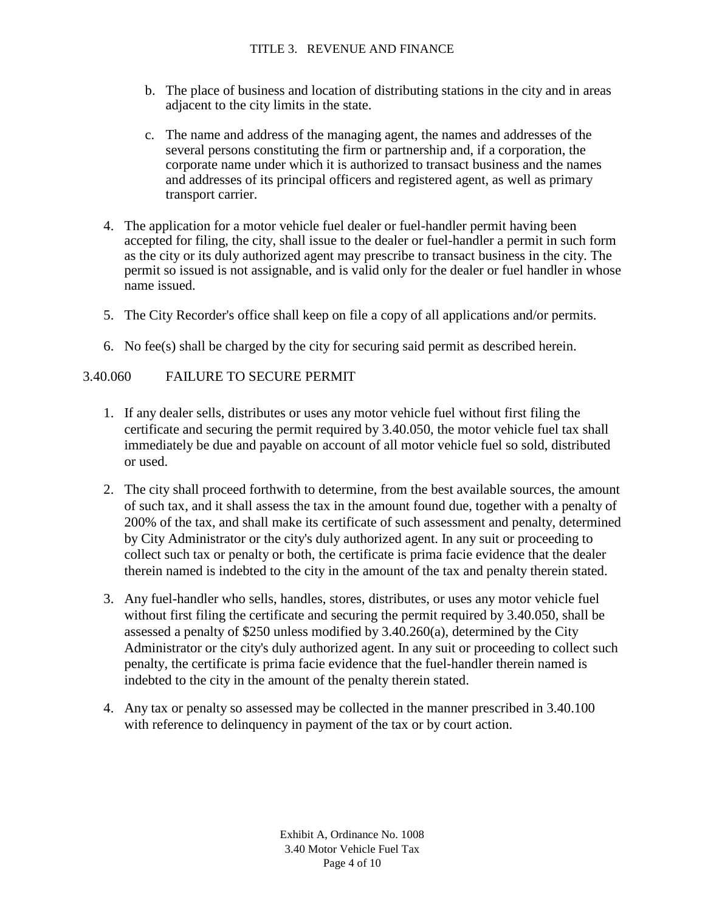b. The place of business and location of distributing stations in the city and in areas adjacent to the city limits in the state.

c. The name and address of the managing agent, the names and addresses of the several persons constituting the firm or partnership and, if a corporation, the corporate name under which it is authorized to transact business and the names and addresses of its principal officers and registered agent, as well as primary transport carrier.

4. The application for a motor vehicle fuel dealer or fuel-handler permit having been accepted for filing, the city, shall issue to the dealer or fuel-handler a permit in such form as the city or its duly authorized agent may prescribe to transact business in the city. The permit so issued is not assignable, and is valid only for the dealer or fuel handler in whose name issued.

5. The City Recorder's office shall keep on file a copy of all applications and/or permits.

6. No fee(s) shall be charged by the city for securing said permit as described herein.

3.40.060 FAILURE TO SECURE PERMIT

1. If any dealer sells, distributes or uses any motor vehicle fuel without first filing the certificate and securing the permit required by 3.40.050, the motor vehicle fuel tax shall immediately be due and payable on account of all motor vehicle fuel so sold, distributed or used.

2. The city shall proceed forthwith to determine, from the best available sources, the amount of such tax, and it shall assess the tax in the amount found due, together with a penalty of 200% of the tax, and shall make its certificate of such assessment and penalty, determined by City Administrator or the city's duly authorized agent. In any suit or proceeding to collect such tax or penalty or both, the certificate is prima facie evidence that the dealer therein named is indebted to the city in the amount of the tax and penalty therein stated.

3. Any fuel-handler who sells, handles, stores, distributes, or uses any motor vehicle fuel without first filing the certificate and securing the permit required by 3.40.050, shall be assessed a penalty of $250 unless modified by 3.40.260(a), determined by the City Administrator or the city's duly authorized agent. In any suit or proceeding to collect such penalty, the certificate is prima facie evidence that the fuel-handler therein named is indebted to the city in the amount of the penalty therein stated.

4. Any tax or penalty so assessed may be collected in the manner prescribed in 3.40.100 with reference to delinquency in payment of the tax or by court action.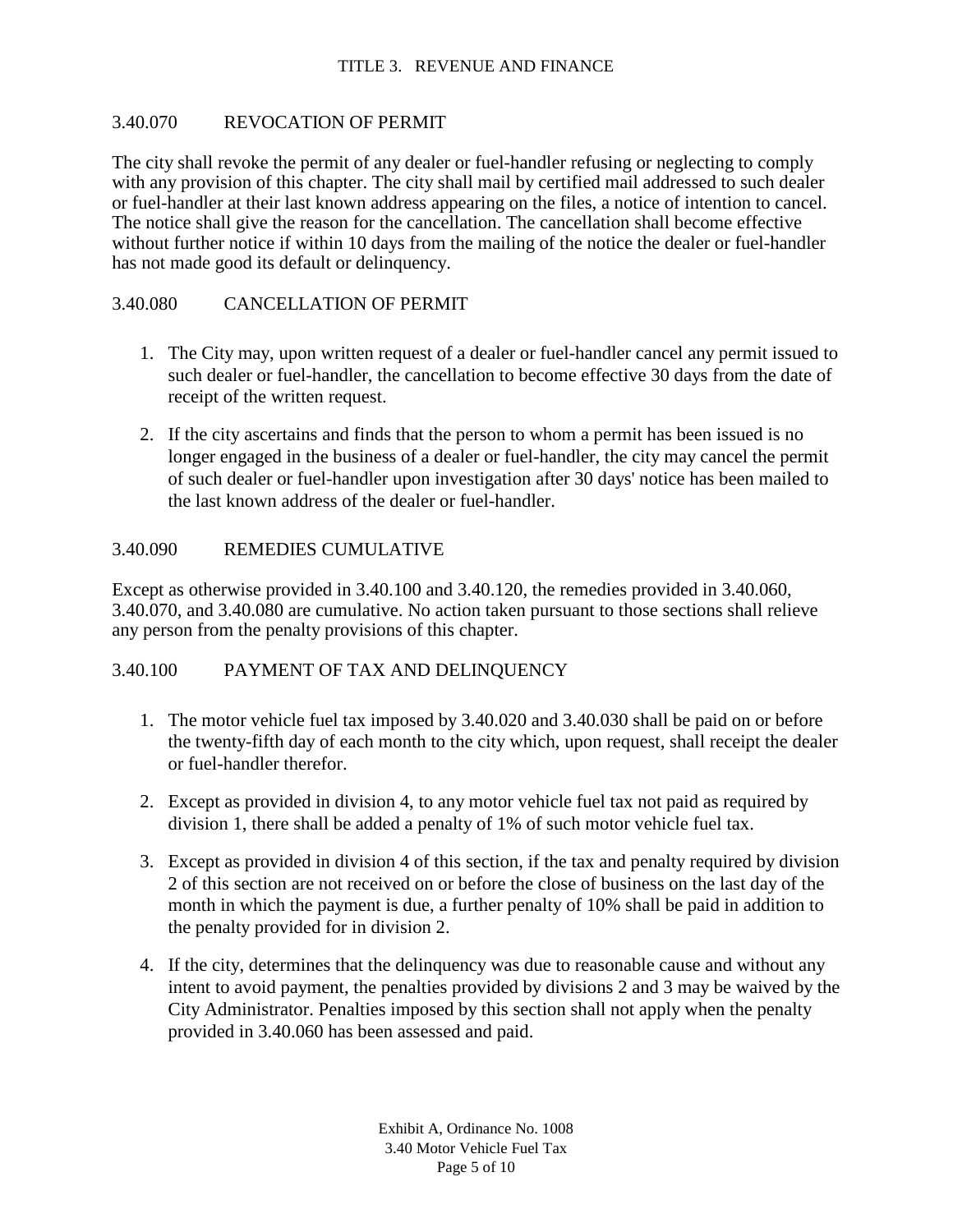## 3.40.070 REVOCATION OF PERMIT

The city shall revoke the permit of any dealer or fuel-handler refusing or neglecting to comply with any provision of this chapter. The city shall mail by certified mail addressed to such dealer or fuel-handler at their last known address appearing on the files, a notice of intention to cancel. The notice shall give the reason for the cancellation. The cancellation shall become effective without further notice if within 10 days from the mailing of the notice the dealer or fuel-handler has not made good its default or delinquency.

## 3.40.080 CANCELLATION OF PERMIT

1. The City may, upon written request of a dealer or fuel-handler cancel any permit issued to such dealer or fuel-handler, the cancellation to become effective 30 days from the date of receipt of the written request.

2. If the city ascertains and finds that the person to whom a permit has been issued is no longer engaged in the business of a dealer or fuel-handler, the city may cancel the permit of such dealer or fuel-handler upon investigation after 30 days' notice has been mailed to the last known address of the dealer or fuel-handler.

## 3.40.090 REMEDIES CUMULATIVE

Except as otherwise provided in 3.40.100 and 3.40.120, the remedies provided in 3.40.060, 3.40.070, and 3.40.080 are cumulative. No action taken pursuant to those sections shall relieve any person from the penalty provisions of this chapter.

## 3.40.100 PAYMENT OF TAX AND DELINQUENCY

1. The motor vehicle fuel tax imposed by 3.40.020 and 3.40.030 shall be paid on or before the twenty-fifth day of each month to the city which, upon request, shall receipt the dealer or fuel-handler therefor.

2. Except as provided in division 4, to any motor vehicle fuel tax not paid as required by division 1, there shall be added a penalty of 1% of such motor vehicle fuel tax.

3. Except as provided in division 4 of this section, if the tax and penalty required by division 2 of this section are not received on or before the close of business on the last day of the month in which the payment is due, a further penalty of 10% shall be paid in addition to the penalty provided for in division 2.

4. If the city, determines that the delinquency was due to reasonable cause and without any intent to avoid payment, the penalties provided by divisions 2 and 3 may be waived by the City Administrator. Penalties imposed by this section shall not apply when the penalty provided in 3.40.060 has been assessed and paid.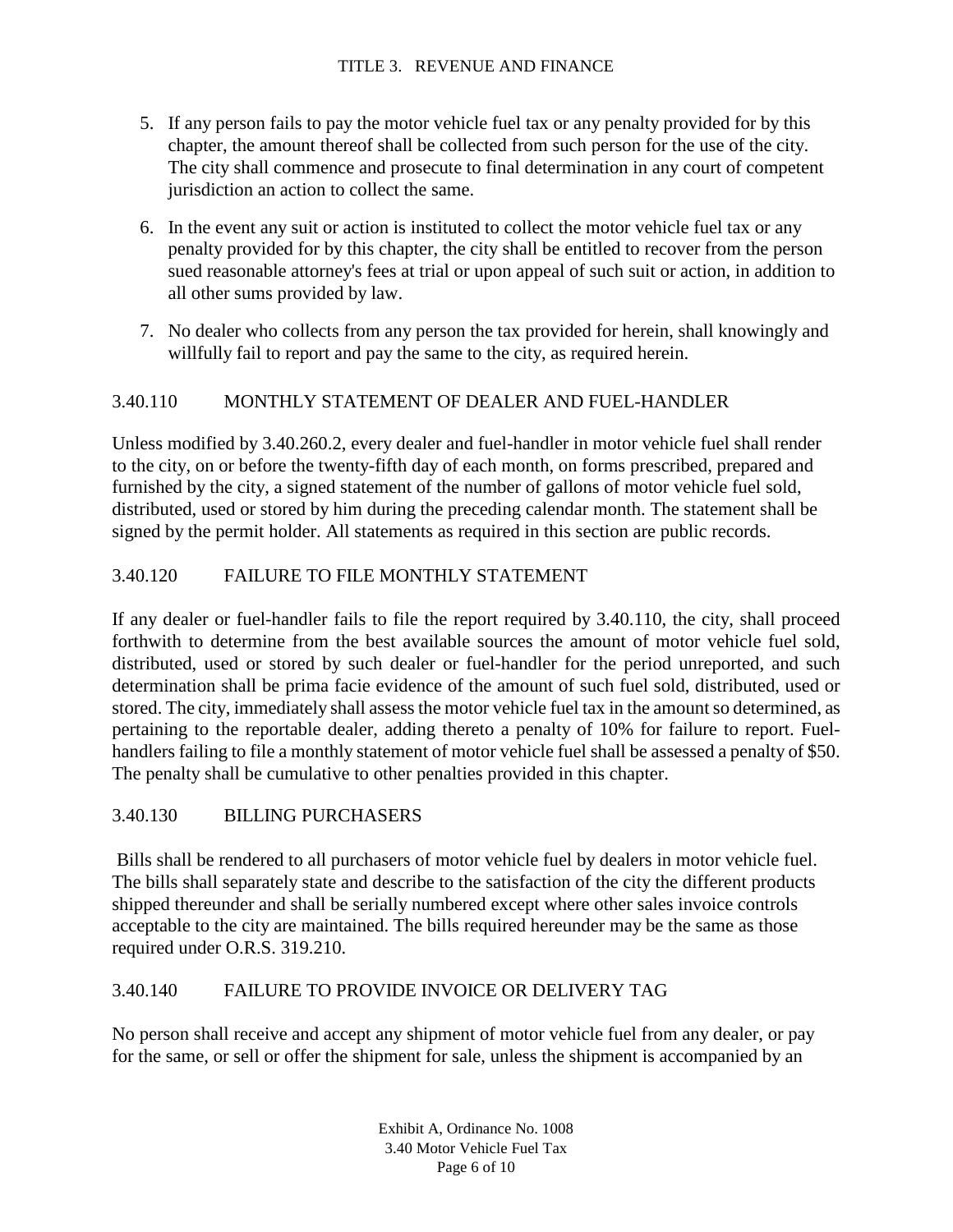5. If any person fails to pay the motor vehicle fuel tax or any penalty provided for by this chapter, the amount thereof shall be collected from such person for the use of the city. The city shall commence and prosecute to final determination in any court of competent jurisdiction an action to collect the same.

6. In the event any suit or action is instituted to collect the motor vehicle fuel tax or any penalty provided for by this chapter, the city shall be entitled to recover from the person sued reasonable attorney's fees at trial or upon appeal of such suit or action, in addition to all other sums provided by law.

7. No dealer who collects from any person the tax provided for herein, shall knowingly and willfully fail to report and pay the same to the city, as required herein.

### 3.40.110 MONTHLY STATEMENT OF DEALER AND FUEL-HANDLER

Unless modified by 3.40.260.2, every dealer and fuel-handler in motor vehicle fuel shall render to the city, on or before the twenty-fifth day of each month, on forms prescribed, prepared and furnished by the city, a signed statement of the number of gallons of motor vehicle fuel sold, distributed, used or stored by him during the preceding calendar month. The statement shall be signed by the permit holder. All statements as required in this section are public records.

### 3.40.120 FAILURE TO FILE MONTHLY STATEMENT

If any dealer or fuel-handler fails to file the report required by 3.40.110, the city, shall proceed forthwith to determine from the best available sources the amount of motor vehicle fuel sold, distributed, used or stored by such dealer or fuel-handler for the period unreported, and such determination shall be prima facie evidence of the amount of such fuel sold, distributed, used or stored. The city, immediately shall assess the motor vehicle fuel tax in the amount so determined, as pertaining to the reportable dealer, adding thereto a penalty of 10% for failure to report. Fuel-handlers failing to file a monthly statement of motor vehicle fuel shall be assessed a penalty of $50. The penalty shall be cumulative to other penalties provided in this chapter.

### 3.40.130 BILLING PURCHASERS

Bills shall be rendered to all purchasers of motor vehicle fuel by dealers in motor vehicle fuel. The bills shall separately state and describe to the satisfaction of the city the different products shipped thereunder and shall be serially numbered except where other sales invoice controls acceptable to the city are maintained. The bills required hereunder may be the same as those required under O.R.S. 319.210.

### 3.40.140 FAILURE TO PROVIDE INVOICE OR DELIVERY TAG

No person shall receive and accept any shipment of motor vehicle fuel from any dealer, or pay for the same, or sell or offer the shipment for sale, unless the shipment is accompanied by an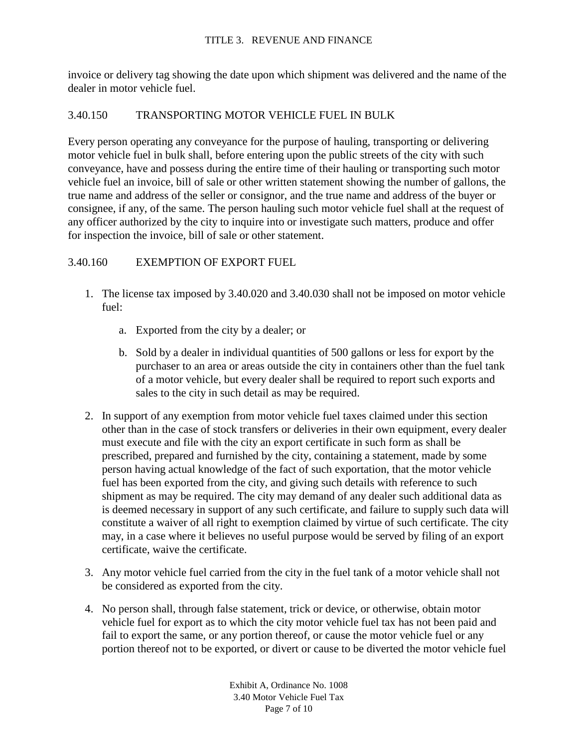invoice or delivery tag showing the date upon which shipment was delivered and the name of the dealer in motor vehicle fuel.

### 3.40.150 TRANSPORTING MOTOR VEHICLE FUEL IN BULK

Every person operating any conveyance for the purpose of hauling, transporting or delivering motor vehicle fuel in bulk shall, before entering upon the public streets of the city with such conveyance, have and possess during the entire time of their hauling or transporting such motor vehicle fuel an invoice, bill of sale or other written statement showing the number of gallons, the true name and address of the seller or consignor, and the true name and address of the buyer or consignee, if any, of the same. The person hauling such motor vehicle fuel shall at the request of any officer authorized by the city to inquire into or investigate such matters, produce and offer for inspection the invoice, bill of sale or other statement.

### 3.40.160 EXEMPTION OF EXPORT FUEL

1. The license tax imposed by 3.40.020 and 3.40.030 shall not be imposed on motor vehicle fuel:

    a. Exported from the city by a dealer; or

    b. Sold by a dealer in individual quantities of 500 gallons or less for export by the purchaser to an area or areas outside the city in containers other than the fuel tank of a motor vehicle, but every dealer shall be required to report such exports and sales to the city in such detail as may be required.

2. In support of any exemption from motor vehicle fuel taxes claimed under this section other than in the case of stock transfers or deliveries in their own equipment, every dealer must execute and file with the city an export certificate in such form as shall be prescribed, prepared and furnished by the city, containing a statement, made by some person having actual knowledge of the fact of such exportation, that the motor vehicle fuel has been exported from the city, and giving such details with reference to such shipment as may be required. The city may demand of any dealer such additional data as is deemed necessary in support of any such certificate, and failure to supply such data will constitute a waiver of all right to exemption claimed by virtue of such certificate. The city may, in a case where it believes no useful purpose would be served by filing of an export certificate, waive the certificate.

3. Any motor vehicle fuel carried from the city in the fuel tank of a motor vehicle shall not be considered as exported from the city.

4. No person shall, through false statement, trick or device, or otherwise, obtain motor vehicle fuel for export as to which the city motor vehicle fuel tax has not been paid and fail to export the same, or any portion thereof, or cause the motor vehicle fuel or any portion thereof not to be exported, or divert or cause to be diverted the motor vehicle fuel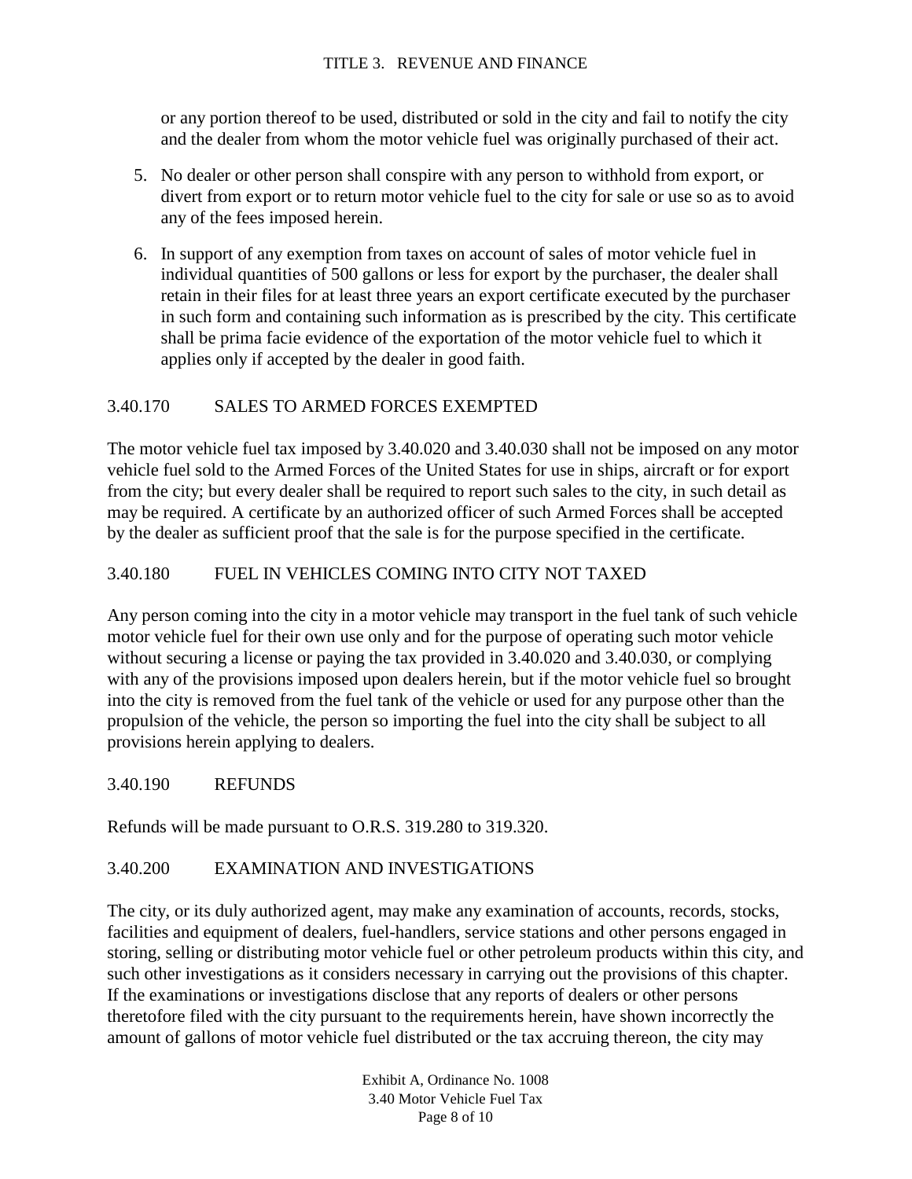or any portion thereof to be used, distributed or sold in the city and fail to notify the city and the dealer from whom the motor vehicle fuel was originally purchased of their act.

5. No dealer or other person shall conspire with any person to withhold from export, or divert from export or to return motor vehicle fuel to the city for sale or use so as to avoid any of the fees imposed herein.

6. In support of any exemption from taxes on account of sales of motor vehicle fuel in individual quantities of 500 gallons or less for export by the purchaser, the dealer shall retain in their files for at least three years an export certificate executed by the purchaser in such form and containing such information as is prescribed by the city. This certificate shall be prima facie evidence of the exportation of the motor vehicle fuel to which it applies only if accepted by the dealer in good faith.

## 3.40.170 SALES TO ARMED FORCES EXEMPTED

The motor vehicle fuel tax imposed by 3.40.020 and 3.40.030 shall not be imposed on any motor vehicle fuel sold to the Armed Forces of the United States for use in ships, aircraft or for export from the city; but every dealer shall be required to report such sales to the city, in such detail as may be required. A certificate by an authorized officer of such Armed Forces shall be accepted by the dealer as sufficient proof that the sale is for the purpose specified in the certificate.

## 3.40.180 FUEL IN VEHICLES COMING INTO CITY NOT TAXED

Any person coming into the city in a motor vehicle may transport in the fuel tank of such vehicle motor vehicle fuel for their own use only and for the purpose of operating such motor vehicle without securing a license or paying the tax provided in 3.40.020 and 3.40.030, or complying with any of the provisions imposed upon dealers herein, but if the motor vehicle fuel so brought into the city is removed from the fuel tank of the vehicle or used for any purpose other than the propulsion of the vehicle, the person so importing the fuel into the city shall be subject to all provisions herein applying to dealers.

## 3.40.190 REFUNDS

Refunds will be made pursuant to O.R.S. 319.280 to 319.320.

## 3.40.200 EXAMINATION AND INVESTIGATIONS

The city, or its duly authorized agent, may make any examination of accounts, records, stocks, facilities and equipment of dealers, fuel-handlers, service stations and other persons engaged in storing, selling or distributing motor vehicle fuel or other petroleum products within this city, and such other investigations as it considers necessary in carrying out the provisions of this chapter. If the examinations or investigations disclose that any reports of dealers or other persons theretofore filed with the city pursuant to the requirements herein, have shown incorrectly the amount of gallons of motor vehicle fuel distributed or the tax accruing thereon, the city may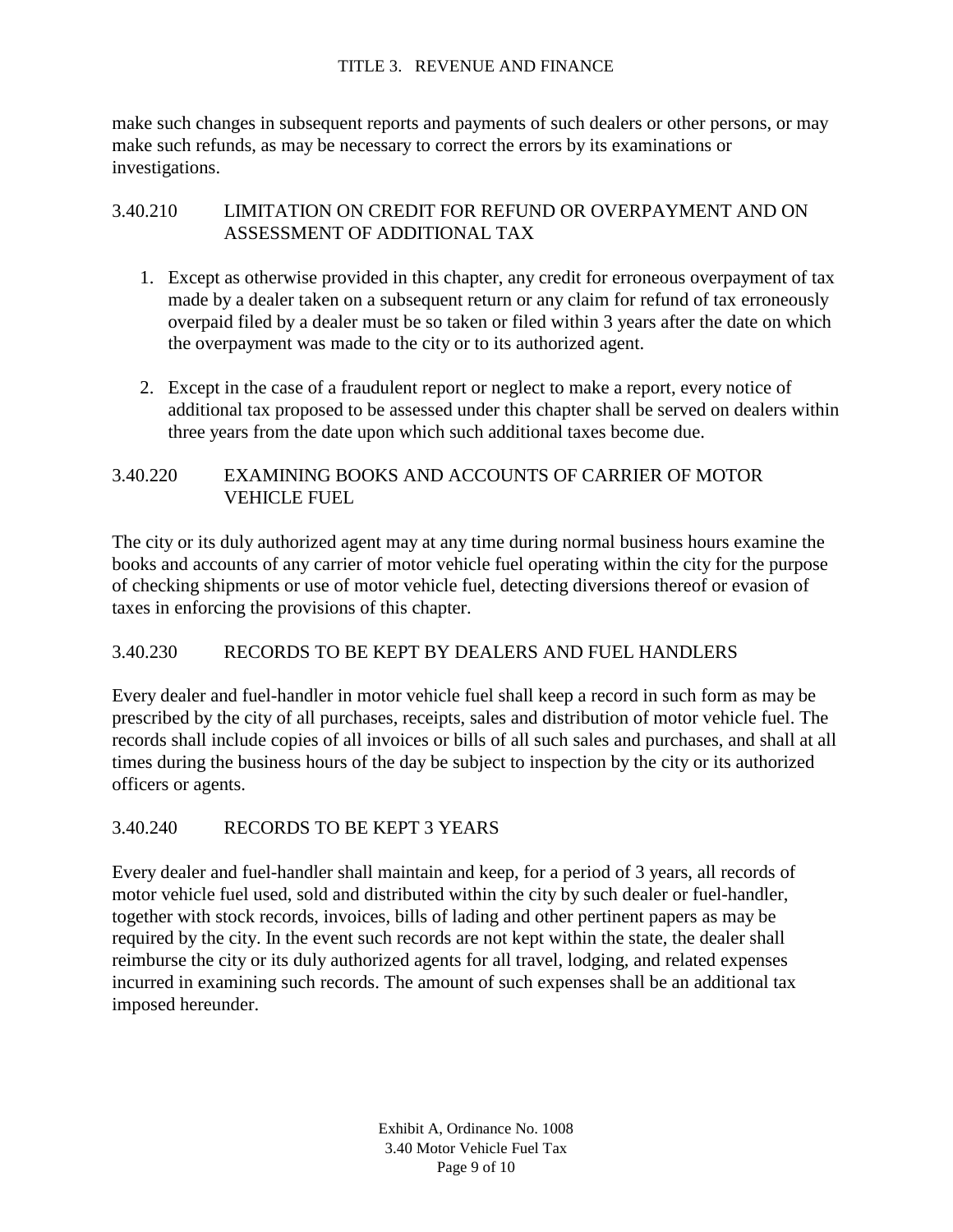make such changes in subsequent reports and payments of such dealers or other persons, or may make such refunds, as may be necessary to correct the errors by its examinations or investigations.

## 3.40.210 LIMITATION ON CREDIT FOR REFUND OR OVERPAYMENT AND ON ASSESSMENT OF ADDITIONAL TAX

1. Except as otherwise provided in this chapter, any credit for erroneous overpayment of tax made by a dealer taken on a subsequent return or any claim for refund of tax erroneously overpaid filed by a dealer must be so taken or filed within 3 years after the date on which the overpayment was made to the city or to its authorized agent.

2. Except in the case of a fraudulent report or neglect to make a report, every notice of additional tax proposed to be assessed under this chapter shall be served on dealers within three years from the date upon which such additional taxes become due.

## 3.40.220 EXAMINING BOOKS AND ACCOUNTS OF CARRIER OF MOTOR VEHICLE FUEL

The city or its duly authorized agent may at any time during normal business hours examine the books and accounts of any carrier of motor vehicle fuel operating within the city for the purpose of checking shipments or use of motor vehicle fuel, detecting diversions thereof or evasion of taxes in enforcing the provisions of this chapter.

## 3.40.230 RECORDS TO BE KEPT BY DEALERS AND FUEL HANDLERS

Every dealer and fuel-handler in motor vehicle fuel shall keep a record in such form as may be prescribed by the city of all purchases, receipts, sales and distribution of motor vehicle fuel. The records shall include copies of all invoices or bills of all such sales and purchases, and shall at all times during the business hours of the day be subject to inspection by the city or its authorized officers or agents.

## 3.40.240 RECORDS TO BE KEPT 3 YEARS

Every dealer and fuel-handler shall maintain and keep, for a period of 3 years, all records of motor vehicle fuel used, sold and distributed within the city by such dealer or fuel-handler, together with stock records, invoices, bills of lading and other pertinent papers as may be required by the city. In the event such records are not kept within the state, the dealer shall reimburse the city or its duly authorized agents for all travel, lodging, and related expenses incurred in examining such records. The amount of such expenses shall be an additional tax imposed hereunder.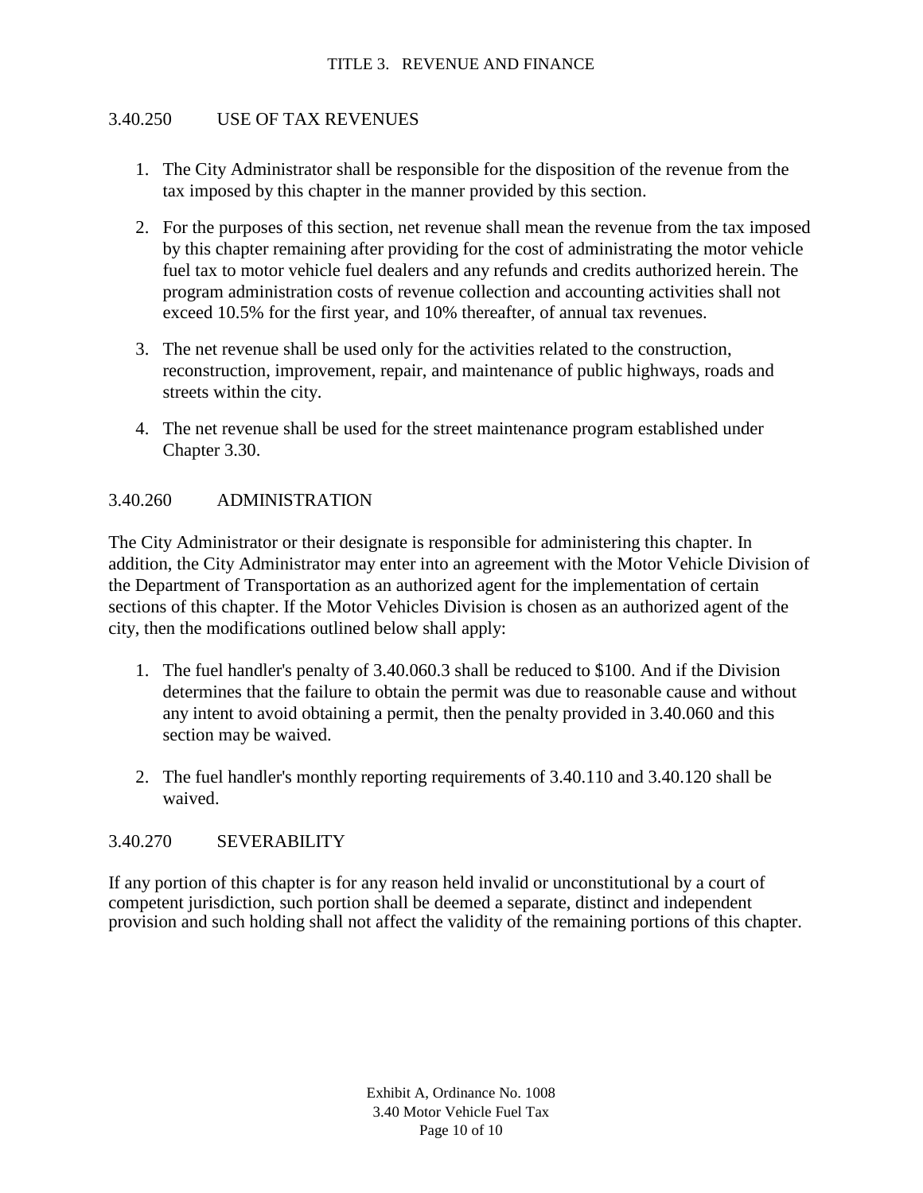## 3.40.250 USE OF TAX REVENUES

1. The City Administrator shall be responsible for the disposition of the revenue from the tax imposed by this chapter in the manner provided by this section.

2. For the purposes of this section, net revenue shall mean the revenue from the tax imposed by this chapter remaining after providing for the cost of administrating the motor vehicle fuel tax to motor vehicle fuel dealers and any refunds and credits authorized herein. The program administration costs of revenue collection and accounting activities shall not exceed 10.5% for the first year, and 10% thereafter, of annual tax revenues.

3. The net revenue shall be used only for the activities related to the construction, reconstruction, improvement, repair, and maintenance of public highways, roads and streets within the city.

4. The net revenue shall be used for the street maintenance program established under Chapter 3.30.

## 3.40.260 ADMINISTRATION

The City Administrator or their designate is responsible for administering this chapter. In addition, the City Administrator may enter into an agreement with the Motor Vehicle Division of the Department of Transportation as an authorized agent for the implementation of certain sections of this chapter. If the Motor Vehicles Division is chosen as an authorized agent of the city, then the modifications outlined below shall apply:

1. The fuel handler's penalty of 3.40.060.3 shall be reduced to $100. And if the Division determines that the failure to obtain the permit was due to reasonable cause and without any intent to avoid obtaining a permit, then the penalty provided in 3.40.060 and this section may be waived.

2. The fuel handler's monthly reporting requirements of 3.40.110 and 3.40.120 shall be waived.

## 3.40.270 SEVERABILITY

If any portion of this chapter is for any reason held invalid or unconstitutional by a court of competent jurisdiction, such portion shall be deemed a separate, distinct and independent provision and such holding shall not affect the validity of the remaining portions of this chapter.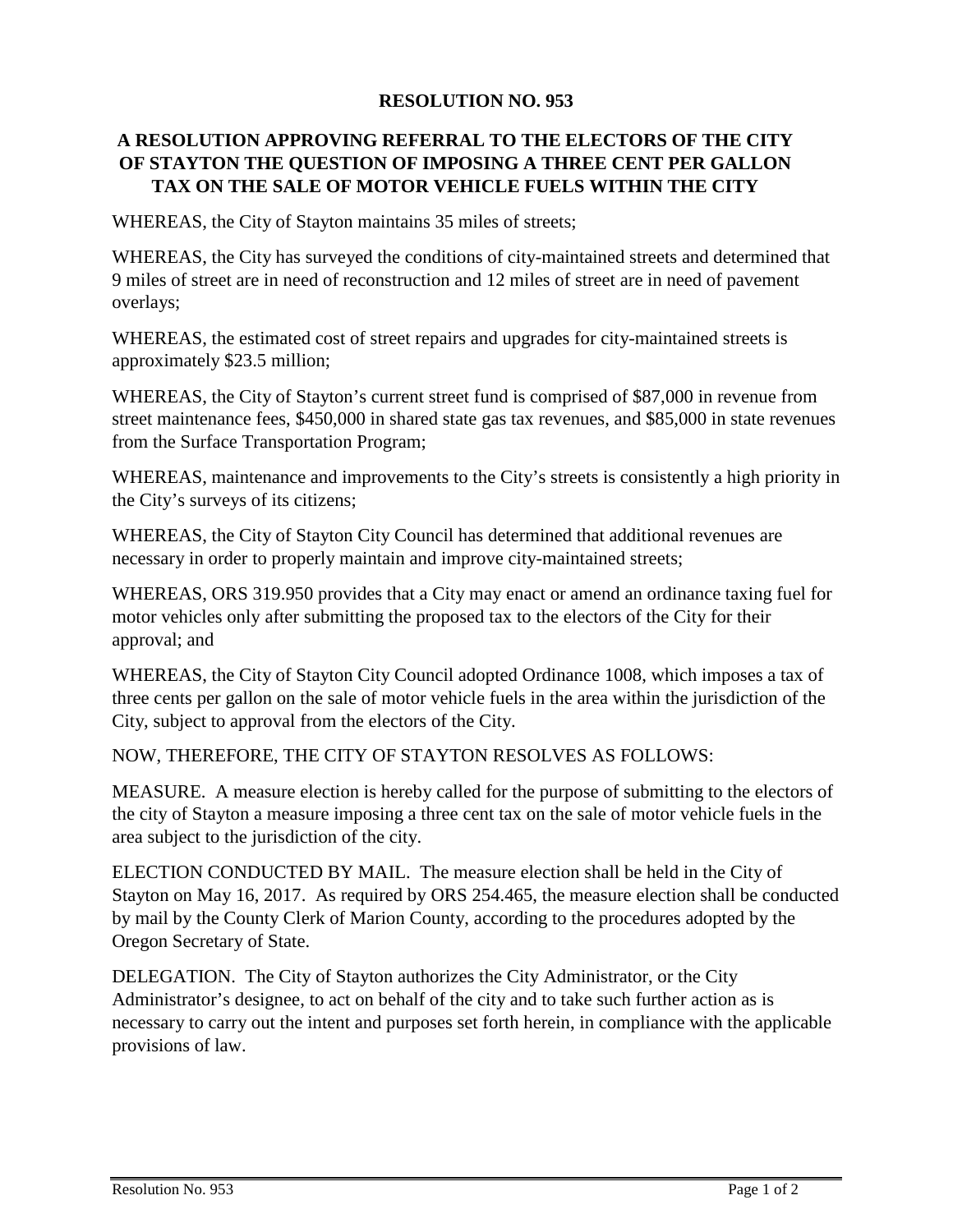# RESOLUTION NO. 953

## A RESOLUTION APPROVING REFERRAL TO THE ELECTORS OF THE CITY OF STAYTON THE QUESTION OF IMPOSING A THREE CENT PER GALLON TAX ON THE SALE OF MOTOR VEHICLE FUELS WITHIN THE CITY

WHEREAS, the City of Stayton maintains 35 miles of streets;

WHEREAS, the City has surveyed the conditions of city-maintained streets and determined that 9 miles of street are in need of reconstruction and 12 miles of street are in need of pavement overlays;

WHEREAS, the estimated cost of street repairs and upgrades for city-maintained streets is approximately $23.5 million;

WHEREAS, the City of Stayton's current street fund is comprised of $87,000 in revenue from street maintenance fees, $450,000 in shared state gas tax revenues, and $85,000 in state revenues from the Surface Transportation Program;

WHEREAS, maintenance and improvements to the City's streets is consistently a high priority in the City's surveys of its citizens;

WHEREAS, the City of Stayton City Council has determined that additional revenues are necessary in order to properly maintain and improve city-maintained streets;

WHEREAS, ORS 319.950 provides that a City may enact or amend an ordinance taxing fuel for motor vehicles only after submitting the proposed tax to the electors of the City for their approval; and

WHEREAS, the City of Stayton City Council adopted Ordinance 1008, which imposes a tax of three cents per gallon on the sale of motor vehicle fuels in the area within the jurisdiction of the City, subject to approval from the electors of the City.

NOW, THEREFORE, THE CITY OF STAYTON RESOLVES AS FOLLOWS:

MEASURE. A measure election is hereby called for the purpose of submitting to the electors of the city of Stayton a measure imposing a three cent tax on the sale of motor vehicle fuels in the area subject to the jurisdiction of the city.

ELECTION CONDUCTED BY MAIL. The measure election shall be held in the City of Stayton on May 16, 2017. As required by ORS 254.465, the measure election shall be conducted by mail by the County Clerk of Marion County, according to the procedures adopted by the Oregon Secretary of State.

DELEGATION. The City of Stayton authorizes the City Administrator, or the City Administrator's designee, to act on behalf of the city and to take such further action as is necessary to carry out the intent and purposes set forth herein, in compliance with the applicable provisions of law.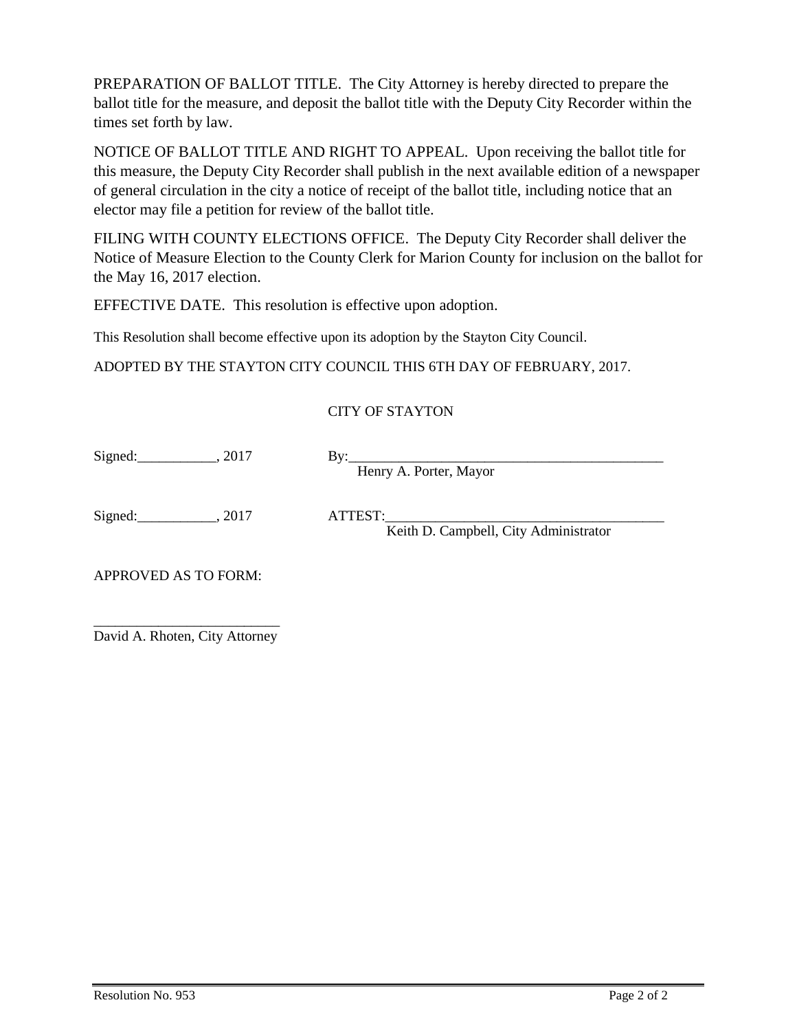PREPARATION OF BALLOT TITLE. The City Attorney is hereby directed to prepare the ballot title for the measure, and deposit the ballot title with the Deputy City Recorder within the times set forth by law.

NOTICE OF BALLOT TITLE AND RIGHT TO APPEAL. Upon receiving the ballot title for this measure, the Deputy City Recorder shall publish in the next available edition of a newspaper of general circulation in the city a notice of receipt of the ballot title, including notice that an elector may file a petition for review of the ballot title.

FILING WITH COUNTY ELECTIONS OFFICE. The Deputy City Recorder shall deliver the Notice of Measure Election to the County Clerk for Marion County for inclusion on the ballot for the May 16, 2017 election.

EFFECTIVE DATE. This resolution is effective upon adoption.

This Resolution shall become effective upon its adoption by the Stayton City Council.

ADOPTED BY THE STAYTON CITY COUNCIL THIS 6TH DAY OF FEBRUARY, 2017.

CITY OF STAYTON

Signed:___________, 2017 By:_____________________________________________
Henry A. Porter, Mayor

Signed:___________, 2017 ATTEST:_________________________________________
Keith D. Campbell, City Administrator

APPROVED AS TO FORM:

__________________________
David A. Rhoten, City Attorney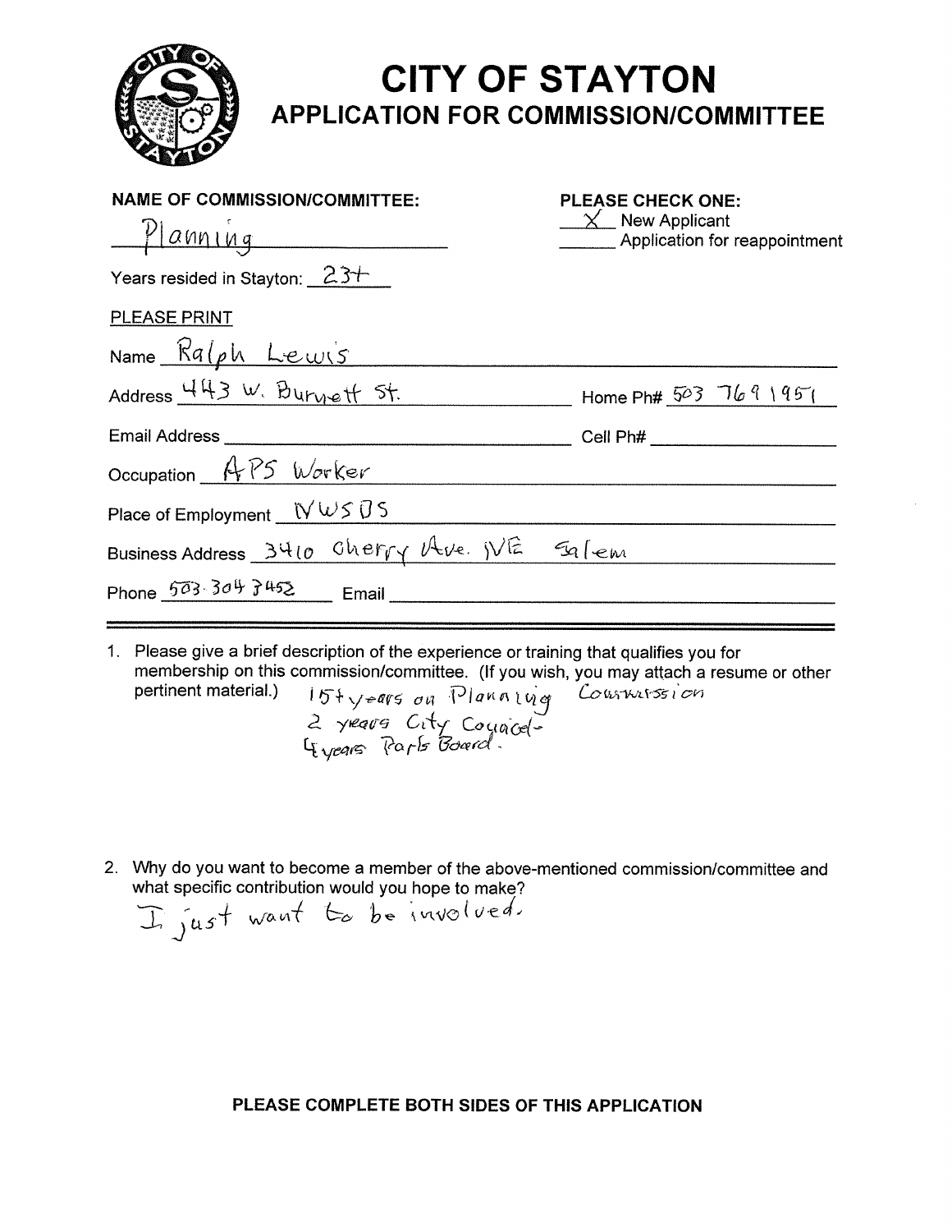# CITY OF STAYTON

## APPLICATION FOR COMMISSION/COMMITTEE

**NAME OF COMMISSION/COMMITTEE:** Planning

**PLEASE CHECK ONE:**
X New Applicant
\_\_\_\_\_\_ Application for reappointment

Years resided in Stayton: 23+

PLEASE PRINT

Name: Ralph Lewis

Address: 443 W. Burnett St. Home Ph#: 503 769 1951

Email Address: \_\_\_\_\_\_\_\_\_\_ Cell Ph#: \_\_\_\_\_\_\_\_\_\_

Occupation: APS Worker

Place of Employment: NWSDS

Business Address: 3410 Cherry Ave. NE Salem

Phone: 503-304-3452 Email: \_\_\_\_\_\_\_\_\_\_

1. Please give a brief description of the experience or training that qualifies you for membership on this commission/committee. (If you wish, you may attach a resume or other pertinent material.)

   15+ years on Planning Commission
   2 years City Council
   4 years Parks Board.

2. Why do you want to become a member of the above-mentioned commission/committee and what specific contribution would you hope to make?

   I just want to be involved.

**PLEASE COMPLETE BOTH SIDES OF THIS APPLICATION**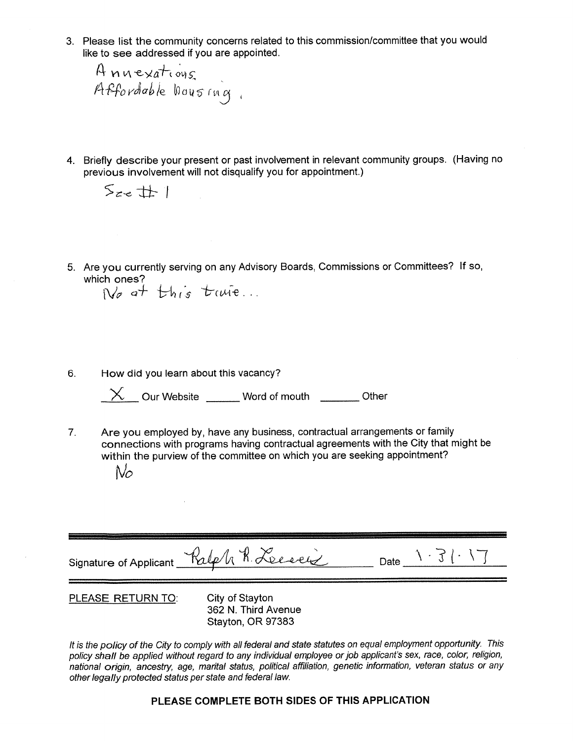3. Please list the community concerns related to this commission/committee that you would like to see addressed if you are appointed.

   Annexations.
   Affordable housing.

4. Briefly describe your present or past involvement in relevant community groups. (Having no previous involvement will not disqualify you for appointment.)

   See #1

5. Are you currently serving on any Advisory Boards, Commissions or Committees? If so, which ones?

   No at this time...

6. How did you learn about this vacancy?

   X Our Website ______ Word of mouth ______ Other

7. Are you employed by, have any business, contractual arrangements or family connections with programs having contractual agreements with the City that might be within the purview of the committee on which you are seeking appointment?

   No

---

Signature of Applicant Ralph R. Lessels Date 1.31.17

---

PLEASE RETURN TO: City of Stayton
362 N. Third Avenue
Stayton, OR 97383

*It is the policy of the City to comply with all federal and state statutes on equal employment opportunity. This policy shall be applied without regard to any individual employee or job applicant's sex, race, color, religion, national origin, ancestry, age, marital status, political affiliation, genetic information, veteran status or any other legally protected status per state and federal law.*

**PLEASE COMPLETE BOTH SIDES OF THIS APPLICATION**